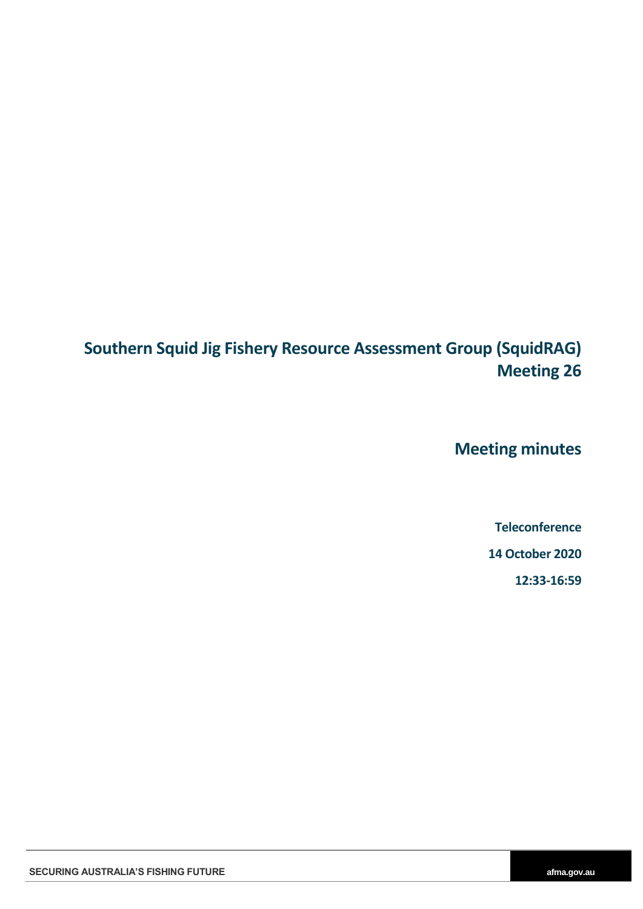# Southern Squid Jig Fishery Resource Assessment Group (SquidRAG) Meeting 26

## Meeting minutes

**Teleconference**

**14 October 2020**

**12:33-16:59**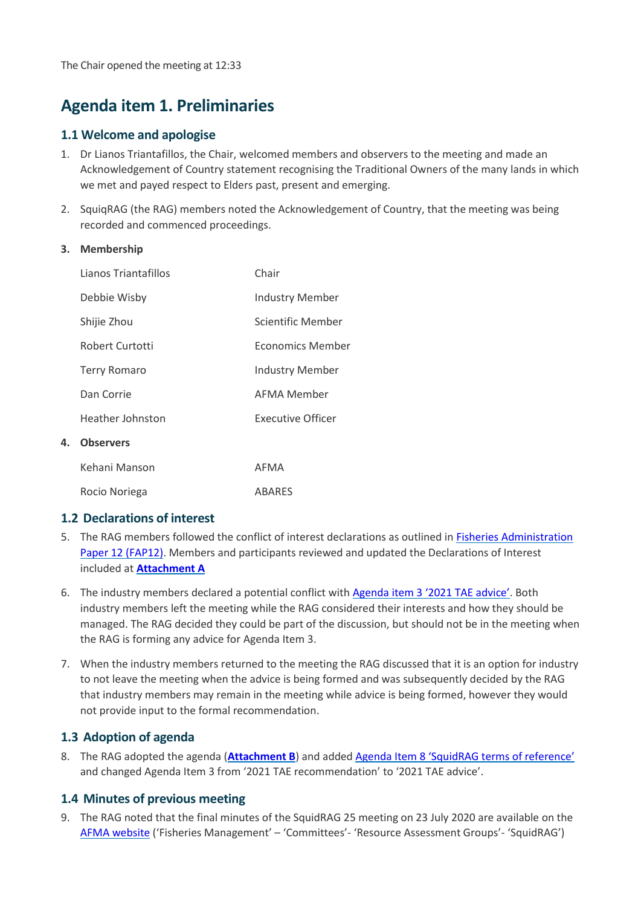The Chair opened the meeting at 12:33

# Agenda item 1. Preliminaries

## 1.1 Welcome and apologise

1. Dr Lianos Triantafillos, the Chair, welcomed members and observers to the meeting and made an Acknowledgement of Country statement recognising the Traditional Owners of the many lands in which we met and payed respect to Elders past, present and emerging.

2. SquiqRAG (the RAG) members noted the Acknowledgement of Country, that the meeting was being recorded and commenced proceedings.

3. **Membership**

| | |
|---|---|
| Lianos Triantafillos | Chair |
| Debbie Wisby | Industry Member |
| Shijie Zhou | Scientific Member |
| Robert Curtotti | Economics Member |
| Terry Romaro | Industry Member |
| Dan Corrie | AFMA Member |
| Heather Johnston | Executive Officer |

4. **Observers**

| | |
|---|---|
| Kehani Manson | AFMA |
| Rocio Noriega | ABARES |

## 1.2 Declarations of interest

5. The RAG members followed the conflict of interest declarations as outlined in Fisheries Administration Paper 12 (FAP12). Members and participants reviewed and updated the Declarations of Interest included at **Attachment A**

6. The industry members declared a potential conflict with Agenda item 3 '2021 TAE advice'. Both industry members left the meeting while the RAG considered their interests and how they should be managed. The RAG decided they could be part of the discussion, but should not be in the meeting when the RAG is forming any advice for Agenda Item 3.

7. When the industry members returned to the meeting the RAG discussed that it is an option for industry to not leave the meeting when the advice is being formed and was subsequently decided by the RAG that industry members may remain in the meeting while advice is being formed, however they would not provide input to the formal recommendation.

## 1.3 Adoption of agenda

8. The RAG adopted the agenda (**Attachment B**) and added Agenda Item 8 'SquidRAG terms of reference' and changed Agenda Item 3 from '2021 TAE recommendation' to '2021 TAE advice'.

## 1.4 Minutes of previous meeting

9. The RAG noted that the final minutes of the SquidRAG 25 meeting on 23 July 2020 are available on the AFMA website ('Fisheries Management' – 'Committees'- 'Resource Assessment Groups'- 'SquidRAG')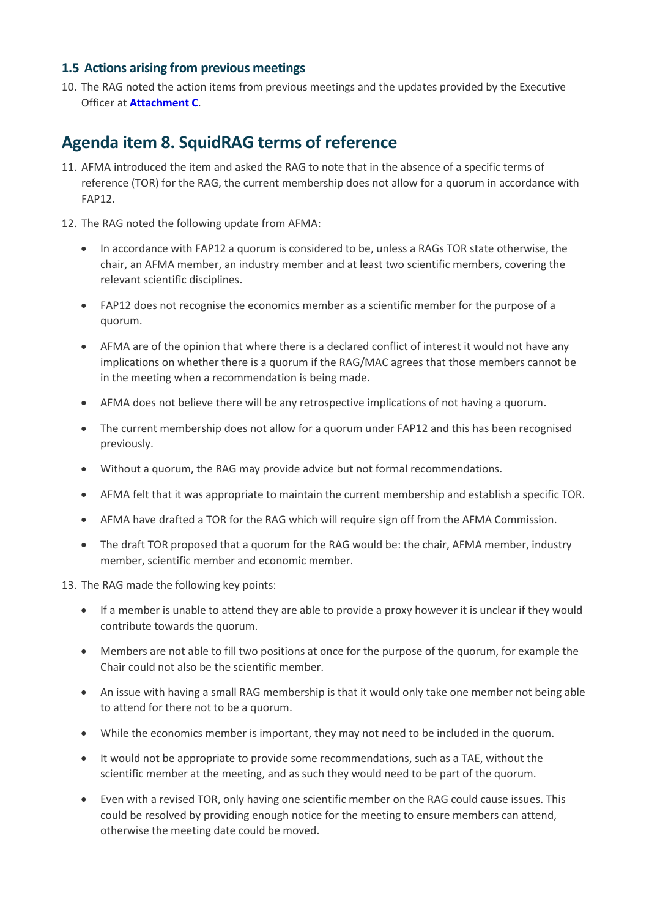### 1.5 Actions arising from previous meetings

10. The RAG noted the action items from previous meetings and the updates provided by the Executive Officer at **Attachment C**.

## Agenda item 8. SquidRAG terms of reference

11. AFMA introduced the item and asked the RAG to note that in the absence of a specific terms of reference (TOR) for the RAG, the current membership does not allow for a quorum in accordance with FAP12.

12. The RAG noted the following update from AFMA:

    - In accordance with FAP12 a quorum is considered to be, unless a RAGs TOR state otherwise, the chair, an AFMA member, an industry member and at least two scientific members, covering the relevant scientific disciplines.
    - FAP12 does not recognise the economics member as a scientific member for the purpose of a quorum.
    - AFMA are of the opinion that where there is a declared conflict of interest it would not have any implications on whether there is a quorum if the RAG/MAC agrees that those members cannot be in the meeting when a recommendation is being made.
    - AFMA does not believe there will be any retrospective implications of not having a quorum.
    - The current membership does not allow for a quorum under FAP12 and this has been recognised previously.
    - Without a quorum, the RAG may provide advice but not formal recommendations.
    - AFMA felt that it was appropriate to maintain the current membership and establish a specific TOR.
    - AFMA have drafted a TOR for the RAG which will require sign off from the AFMA Commission.
    - The draft TOR proposed that a quorum for the RAG would be: the chair, AFMA member, industry member, scientific member and economic member.

13. The RAG made the following key points:

    - If a member is unable to attend they are able to provide a proxy however it is unclear if they would contribute towards the quorum.
    - Members are not able to fill two positions at once for the purpose of the quorum, for example the Chair could not also be the scientific member.
    - An issue with having a small RAG membership is that it would only take one member not being able to attend for there not to be a quorum.
    - While the economics member is important, they may not need to be included in the quorum.
    - It would not be appropriate to provide some recommendations, such as a TAE, without the scientific member at the meeting, and as such they would need to be part of the quorum.
    - Even with a revised TOR, only having one scientific member on the RAG could cause issues. This could be resolved by providing enough notice for the meeting to ensure members can attend, otherwise the meeting date could be moved.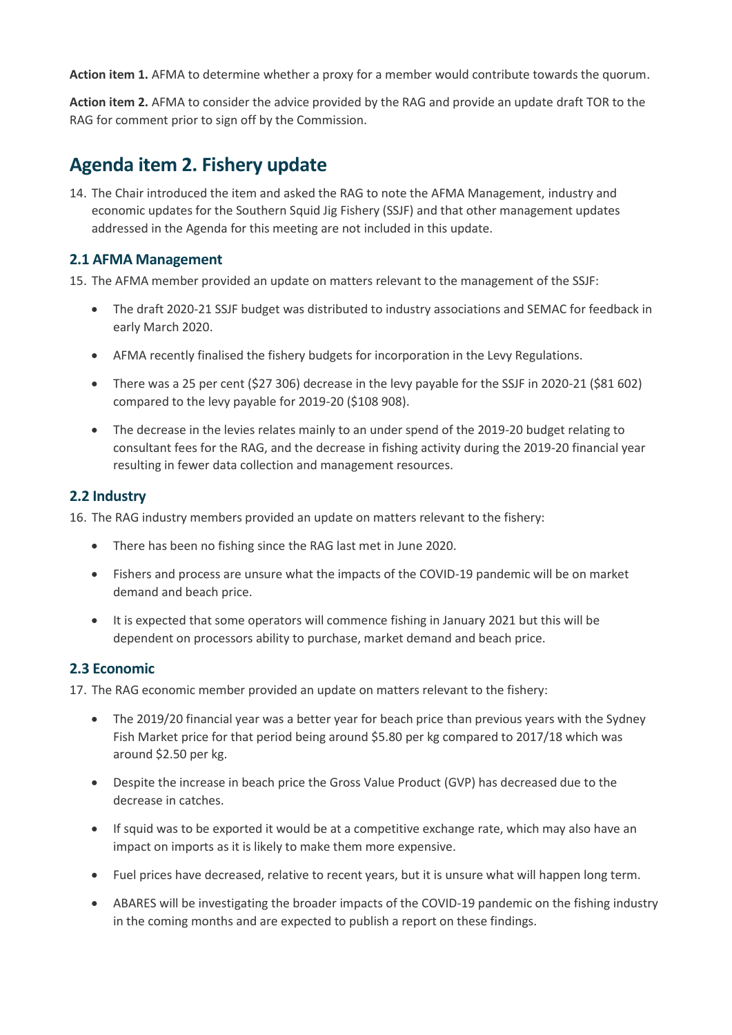**Action item 1.** AFMA to determine whether a proxy for a member would contribute towards the quorum.

**Action item 2.** AFMA to consider the advice provided by the RAG and provide an update draft TOR to the RAG for comment prior to sign off by the Commission.

## Agenda item 2. Fishery update

14. The Chair introduced the item and asked the RAG to note the AFMA Management, industry and economic updates for the Southern Squid Jig Fishery (SSJF) and that other management updates addressed in the Agenda for this meeting are not included in this update.

### 2.1 AFMA Management

15. The AFMA member provided an update on matters relevant to the management of the SSJF:
    - The draft 2020-21 SSJF budget was distributed to industry associations and SEMAC for feedback in early March 2020.
    - AFMA recently finalised the fishery budgets for incorporation in the Levy Regulations.
    - There was a 25 per cent ($27 306) decrease in the levy payable for the SSJF in 2020-21 ($81 602) compared to the levy payable for 2019-20 ($108 908).
    - The decrease in the levies relates mainly to an under spend of the 2019-20 budget relating to consultant fees for the RAG, and the decrease in fishing activity during the 2019-20 financial year resulting in fewer data collection and management resources.

### 2.2 Industry

16. The RAG industry members provided an update on matters relevant to the fishery:
    - There has been no fishing since the RAG last met in June 2020.
    - Fishers and process are unsure what the impacts of the COVID-19 pandemic will be on market demand and beach price.
    - It is expected that some operators will commence fishing in January 2021 but this will be dependent on processors ability to purchase, market demand and beach price.

### 2.3 Economic

17. The RAG economic member provided an update on matters relevant to the fishery:
    - The 2019/20 financial year was a better year for beach price than previous years with the Sydney Fish Market price for that period being around $5.80 per kg compared to 2017/18 which was around $2.50 per kg.
    - Despite the increase in beach price the Gross Value Product (GVP) has decreased due to the decrease in catches.
    - If squid was to be exported it would be at a competitive exchange rate, which may also have an impact on imports as it is likely to make them more expensive.
    - Fuel prices have decreased, relative to recent years, but it is unsure what will happen long term.
    - ABARES will be investigating the broader impacts of the COVID-19 pandemic on the fishing industry in the coming months and are expected to publish a report on these findings.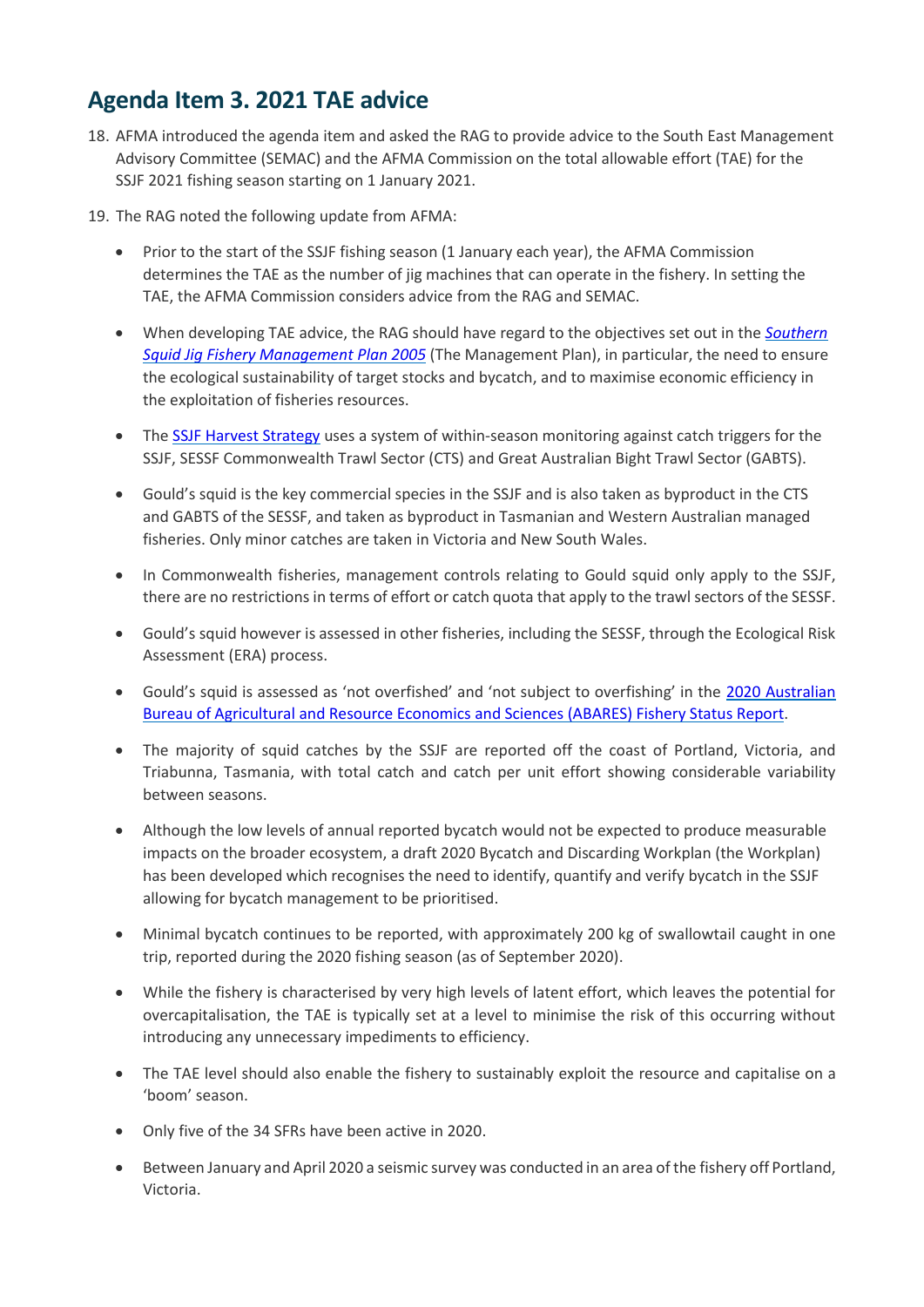# Agenda Item 3. 2021 TAE advice

18. AFMA introduced the agenda item and asked the RAG to provide advice to the South East Management Advisory Committee (SEMAC) and the AFMA Commission on the total allowable effort (TAE) for the SSJF 2021 fishing season starting on 1 January 2021.

19. The RAG noted the following update from AFMA:

    - Prior to the start of the SSJF fishing season (1 January each year), the AFMA Commission determines the TAE as the number of jig machines that can operate in the fishery. In setting the TAE, the AFMA Commission considers advice from the RAG and SEMAC.

    - When developing TAE advice, the RAG should have regard to the objectives set out in the *Southern Squid Jig Fishery Management Plan 2005* (The Management Plan), in particular, the need to ensure the ecological sustainability of target stocks and bycatch, and to maximise economic efficiency in the exploitation of fisheries resources.

    - The SSJF Harvest Strategy uses a system of within-season monitoring against catch triggers for the SSJF, SESSF Commonwealth Trawl Sector (CTS) and Great Australian Bight Trawl Sector (GABTS).

    - Gould's squid is the key commercial species in the SSJF and is also taken as byproduct in the CTS and GABTS of the SESSF, and taken as byproduct in Tasmanian and Western Australian managed fisheries. Only minor catches are taken in Victoria and New South Wales.

    - In Commonwealth fisheries, management controls relating to Gould squid only apply to the SSJF, there are no restrictions in terms of effort or catch quota that apply to the trawl sectors of the SESSF.

    - Gould's squid however is assessed in other fisheries, including the SESSF, through the Ecological Risk Assessment (ERA) process.

    - Gould's squid is assessed as 'not overfished' and 'not subject to overfishing' in the 2020 Australian Bureau of Agricultural and Resource Economics and Sciences (ABARES) Fishery Status Report.

    - The majority of squid catches by the SSJF are reported off the coast of Portland, Victoria, and Triabunna, Tasmania, with total catch and catch per unit effort showing considerable variability between seasons.

    - Although the low levels of annual reported bycatch would not be expected to produce measurable impacts on the broader ecosystem, a draft 2020 Bycatch and Discarding Workplan (the Workplan) has been developed which recognises the need to identify, quantify and verify bycatch in the SSJF allowing for bycatch management to be prioritised.

    - Minimal bycatch continues to be reported, with approximately 200 kg of swallowtail caught in one trip, reported during the 2020 fishing season (as of September 2020).

    - While the fishery is characterised by very high levels of latent effort, which leaves the potential for overcapitalisation, the TAE is typically set at a level to minimise the risk of this occurring without introducing any unnecessary impediments to efficiency.

    - The TAE level should also enable the fishery to sustainably exploit the resource and capitalise on a 'boom' season.

    - Only five of the 34 SFRs have been active in 2020.

    - Between January and April 2020 a seismic survey was conducted in an area of the fishery off Portland, Victoria.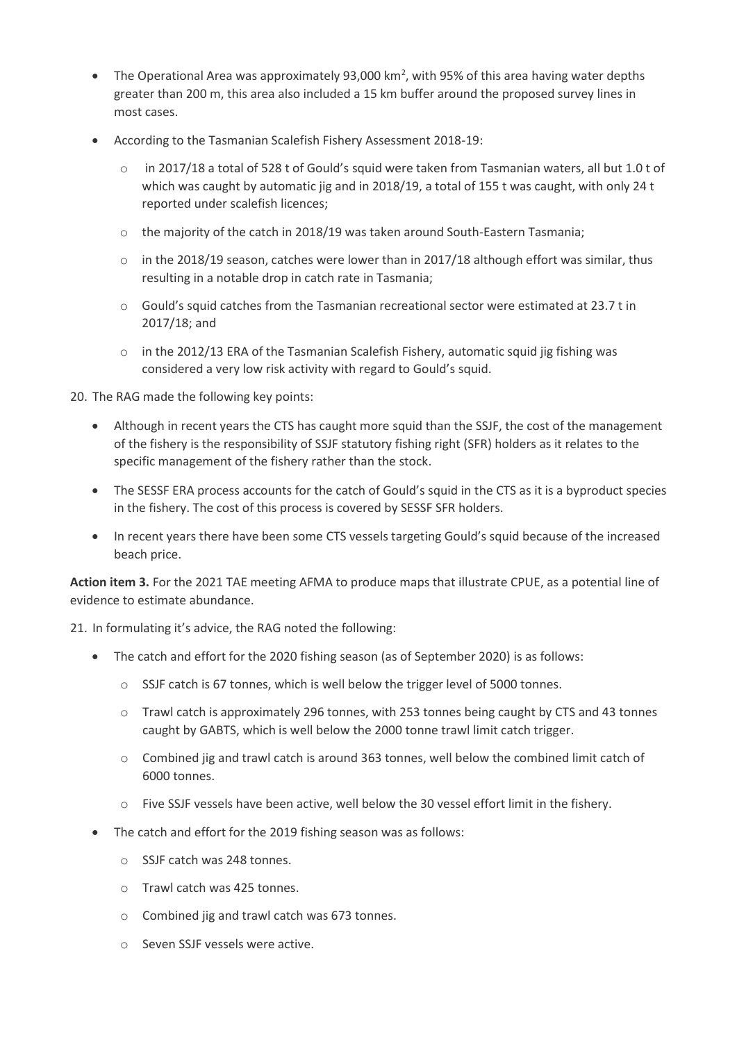- The Operational Area was approximately 93,000 km$^2$, with 95% of this area having water depths greater than 200 m, this area also included a 15 km buffer around the proposed survey lines in most cases.
- According to the Tasmanian Scalefish Fishery Assessment 2018-19:
  - in 2017/18 a total of 528 t of Gould's squid were taken from Tasmanian waters, all but 1.0 t of which was caught by automatic jig and in 2018/19, a total of 155 t was caught, with only 24 t reported under scalefish licences;
  - the majority of the catch in 2018/19 was taken around South-Eastern Tasmania;
  - in the 2018/19 season, catches were lower than in 2017/18 although effort was similar, thus resulting in a notable drop in catch rate in Tasmania;
  - Gould's squid catches from the Tasmanian recreational sector were estimated at 23.7 t in 2017/18; and
  - in the 2012/13 ERA of the Tasmanian Scalefish Fishery, automatic squid jig fishing was considered a very low risk activity with regard to Gould's squid.

20. The RAG made the following key points:

- Although in recent years the CTS has caught more squid than the SSJF, the cost of the management of the fishery is the responsibility of SSJF statutory fishing right (SFR) holders as it relates to the specific management of the fishery rather than the stock.
- The SESSF ERA process accounts for the catch of Gould's squid in the CTS as it is a byproduct species in the fishery. The cost of this process is covered by SESSF SFR holders.
- In recent years there have been some CTS vessels targeting Gould's squid because of the increased beach price.

**Action item 3.** For the 2021 TAE meeting AFMA to produce maps that illustrate CPUE, as a potential line of evidence to estimate abundance.

21. In formulating it's advice, the RAG noted the following:

- The catch and effort for the 2020 fishing season (as of September 2020) is as follows:
  - SSJF catch is 67 tonnes, which is well below the trigger level of 5000 tonnes.
  - Trawl catch is approximately 296 tonnes, with 253 tonnes being caught by CTS and 43 tonnes caught by GABTS, which is well below the 2000 tonne trawl limit catch trigger.
  - Combined jig and trawl catch is around 363 tonnes, well below the combined limit catch of 6000 tonnes.
  - Five SSJF vessels have been active, well below the 30 vessel effort limit in the fishery.
- The catch and effort for the 2019 fishing season was as follows:
  - SSJF catch was 248 tonnes.
  - Trawl catch was 425 tonnes.
  - Combined jig and trawl catch was 673 tonnes.
  - Seven SSJF vessels were active.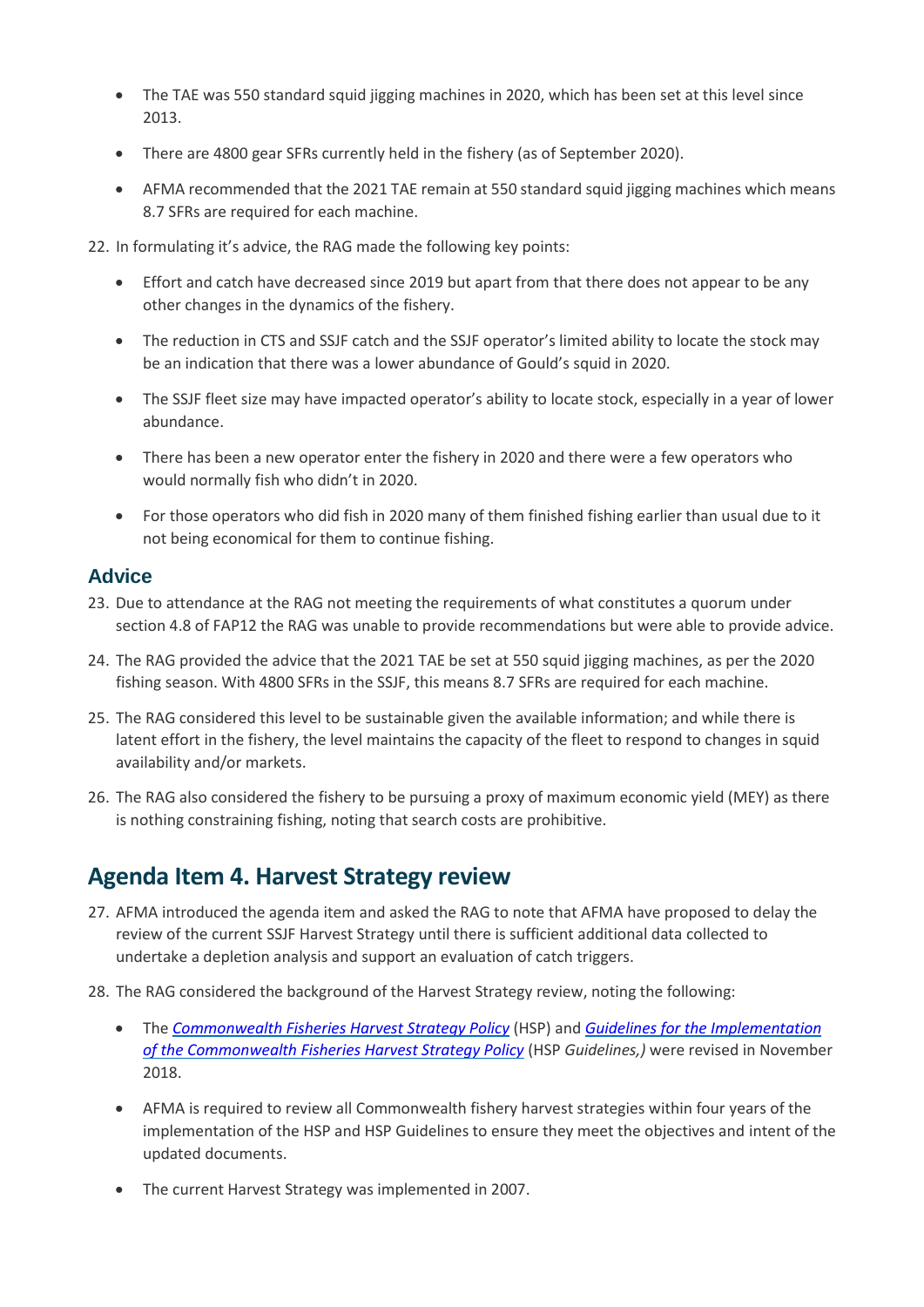- The TAE was 550 standard squid jigging machines in 2020, which has been set at this level since 2013.
- There are 4800 gear SFRs currently held in the fishery (as of September 2020).
- AFMA recommended that the 2021 TAE remain at 550 standard squid jigging machines which means 8.7 SFRs are required for each machine.

22. In formulating it's advice, the RAG made the following key points:
    - Effort and catch have decreased since 2019 but apart from that there does not appear to be any other changes in the dynamics of the fishery.
    - The reduction in CTS and SSJF catch and the SSJF operator's limited ability to locate the stock may be an indication that there was a lower abundance of Gould's squid in 2020.
    - The SSJF fleet size may have impacted operator's ability to locate stock, especially in a year of lower abundance.
    - There has been a new operator enter the fishery in 2020 and there were a few operators who would normally fish who didn't in 2020.
    - For those operators who did fish in 2020 many of them finished fishing earlier than usual due to it not being economical for them to continue fishing.

### Advice

23. Due to attendance at the RAG not meeting the requirements of what constitutes a quorum under section 4.8 of FAP12 the RAG was unable to provide recommendations but were able to provide advice.
24. The RAG provided the advice that the 2021 TAE be set at 550 squid jigging machines, as per the 2020 fishing season. With 4800 SFRs in the SSJF, this means 8.7 SFRs are required for each machine.
25. The RAG considered this level to be sustainable given the available information; and while there is latent effort in the fishery, the level maintains the capacity of the fleet to respond to changes in squid availability and/or markets.
26. The RAG also considered the fishery to be pursuing a proxy of maximum economic yield (MEY) as there is nothing constraining fishing, noting that search costs are prohibitive.

## Agenda Item 4. Harvest Strategy review

27. AFMA introduced the agenda item and asked the RAG to note that AFMA have proposed to delay the review of the current SSJF Harvest Strategy until there is sufficient additional data collected to undertake a depletion analysis and support an evaluation of catch triggers.
28. The RAG considered the background of the Harvest Strategy review, noting the following:
    - The *Commonwealth Fisheries Harvest Strategy Policy* (HSP) and *Guidelines for the Implementation of the Commonwealth Fisheries Harvest Strategy Policy* (HSP *Guidelines,)* were revised in November 2018.
    - AFMA is required to review all Commonwealth fishery harvest strategies within four years of the implementation of the HSP and HSP Guidelines to ensure they meet the objectives and intent of the updated documents.
    - The current Harvest Strategy was implemented in 2007.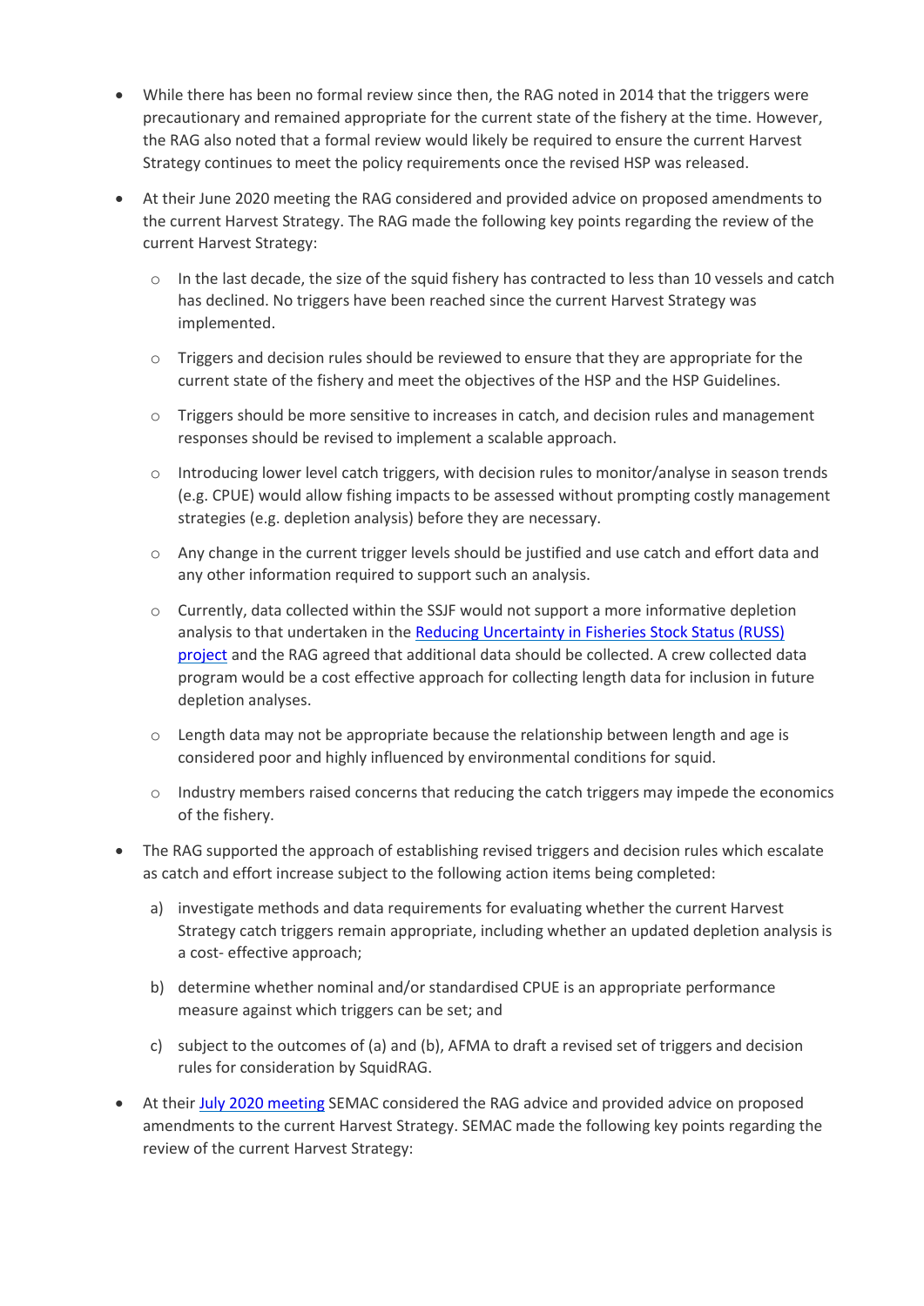- While there has been no formal review since then, the RAG noted in 2014 that the triggers were precautionary and remained appropriate for the current state of the fishery at the time. However, the RAG also noted that a formal review would likely be required to ensure the current Harvest Strategy continues to meet the policy requirements once the revised HSP was released.
- At their June 2020 meeting the RAG considered and provided advice on proposed amendments to the current Harvest Strategy. The RAG made the following key points regarding the review of the current Harvest Strategy:
  - In the last decade, the size of the squid fishery has contracted to less than 10 vessels and catch has declined. No triggers have been reached since the current Harvest Strategy was implemented.
  - Triggers and decision rules should be reviewed to ensure that they are appropriate for the current state of the fishery and meet the objectives of the HSP and the HSP Guidelines.
  - Triggers should be more sensitive to increases in catch, and decision rules and management responses should be revised to implement a scalable approach.
  - Introducing lower level catch triggers, with decision rules to monitor/analyse in season trends (e.g. CPUE) would allow fishing impacts to be assessed without prompting costly management strategies (e.g. depletion analysis) before they are necessary.
  - Any change in the current trigger levels should be justified and use catch and effort data and any other information required to support such an analysis.
  - Currently, data collected within the SSJF would not support a more informative depletion analysis to that undertaken in the [Reducing Uncertainty in Fisheries Stock Status (RUSS) project]() and the RAG agreed that additional data should be collected. A crew collected data program would be a cost effective approach for collecting length data for inclusion in future depletion analyses.
  - Length data may not be appropriate because the relationship between length and age is considered poor and highly influenced by environmental conditions for squid.
  - Industry members raised concerns that reducing the catch triggers may impede the economics of the fishery.
- The RAG supported the approach of establishing revised triggers and decision rules which escalate as catch and effort increase subject to the following action items being completed:
  a) investigate methods and data requirements for evaluating whether the current Harvest Strategy catch triggers remain appropriate, including whether an updated depletion analysis is a cost- effective approach;
  b) determine whether nominal and/or standardised CPUE is an appropriate performance measure against which triggers can be set; and
  c) subject to the outcomes of (a) and (b), AFMA to draft a revised set of triggers and decision rules for consideration by SquidRAG.
- At their [July 2020 meeting]() SEMAC considered the RAG advice and provided advice on proposed amendments to the current Harvest Strategy. SEMAC made the following key points regarding the review of the current Harvest Strategy: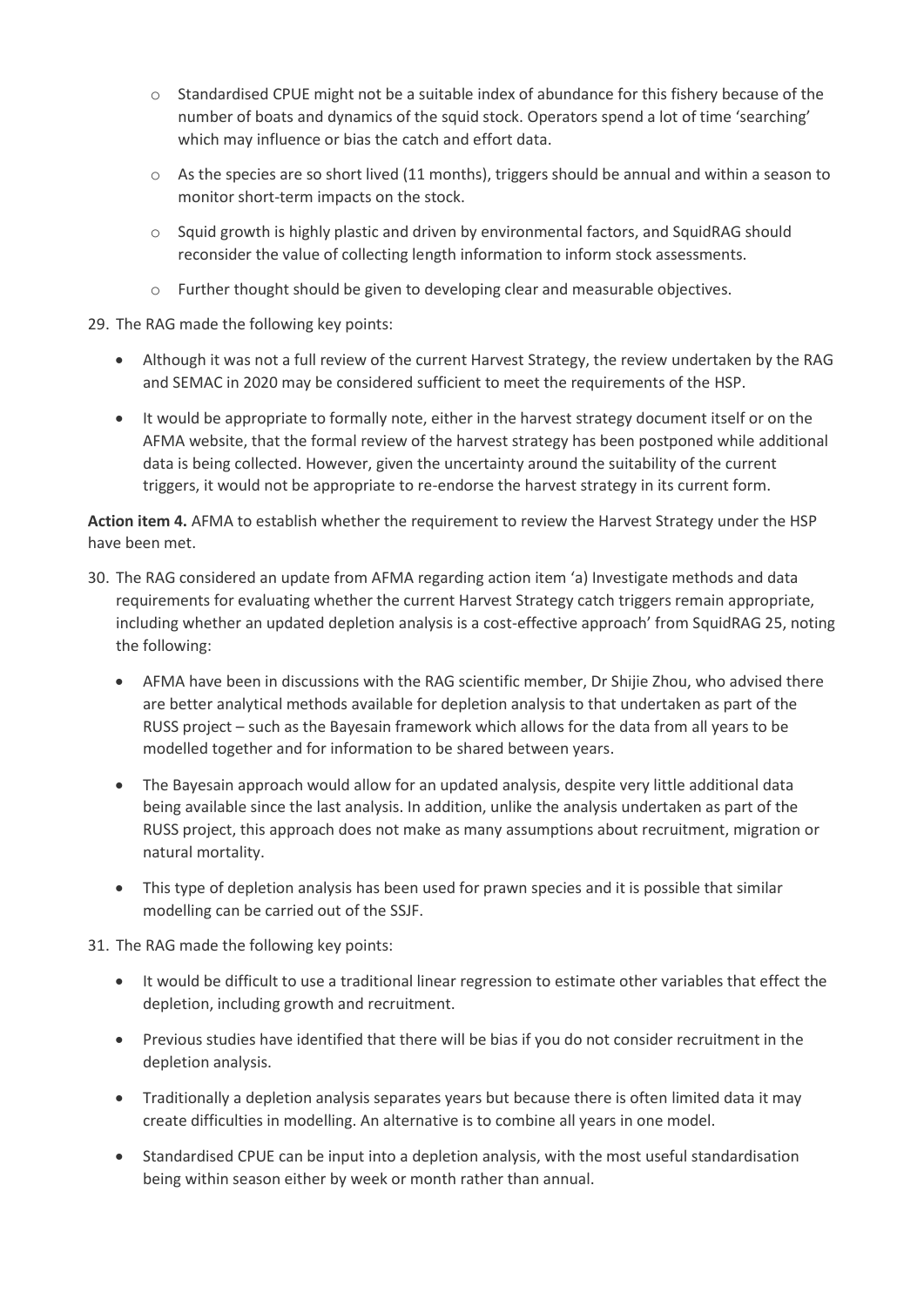- Standardised CPUE might not be a suitable index of abundance for this fishery because of the number of boats and dynamics of the squid stock. Operators spend a lot of time 'searching' which may influence or bias the catch and effort data.
  - As the species are so short lived (11 months), triggers should be annual and within a season to monitor short-term impacts on the stock.
  - Squid growth is highly plastic and driven by environmental factors, and SquidRAG should reconsider the value of collecting length information to inform stock assessments.
  - Further thought should be given to developing clear and measurable objectives.

29. The RAG made the following key points:

    - Although it was not a full review of the current Harvest Strategy, the review undertaken by the RAG and SEMAC in 2020 may be considered sufficient to meet the requirements of the HSP.
    - It would be appropriate to formally note, either in the harvest strategy document itself or on the AFMA website, that the formal review of the harvest strategy has been postponed while additional data is being collected. However, given the uncertainty around the suitability of the current triggers, it would not be appropriate to re-endorse the harvest strategy in its current form.

**Action item 4.** AFMA to establish whether the requirement to review the Harvest Strategy under the HSP have been met.

30. The RAG considered an update from AFMA regarding action item 'a) Investigate methods and data requirements for evaluating whether the current Harvest Strategy catch triggers remain appropriate, including whether an updated depletion analysis is a cost-effective approach' from SquidRAG 25, noting the following:

    - AFMA have been in discussions with the RAG scientific member, Dr Shijie Zhou, who advised there are better analytical methods available for depletion analysis to that undertaken as part of the RUSS project – such as the Bayesain framework which allows for the data from all years to be modelled together and for information to be shared between years.
    - The Bayesain approach would allow for an updated analysis, despite very little additional data being available since the last analysis. In addition, unlike the analysis undertaken as part of the RUSS project, this approach does not make as many assumptions about recruitment, migration or natural mortality.
    - This type of depletion analysis has been used for prawn species and it is possible that similar modelling can be carried out of the SSJF.

31. The RAG made the following key points:

    - It would be difficult to use a traditional linear regression to estimate other variables that effect the depletion, including growth and recruitment.
    - Previous studies have identified that there will be bias if you do not consider recruitment in the depletion analysis.
    - Traditionally a depletion analysis separates years but because there is often limited data it may create difficulties in modelling. An alternative is to combine all years in one model.
    - Standardised CPUE can be input into a depletion analysis, with the most useful standardisation being within season either by week or month rather than annual.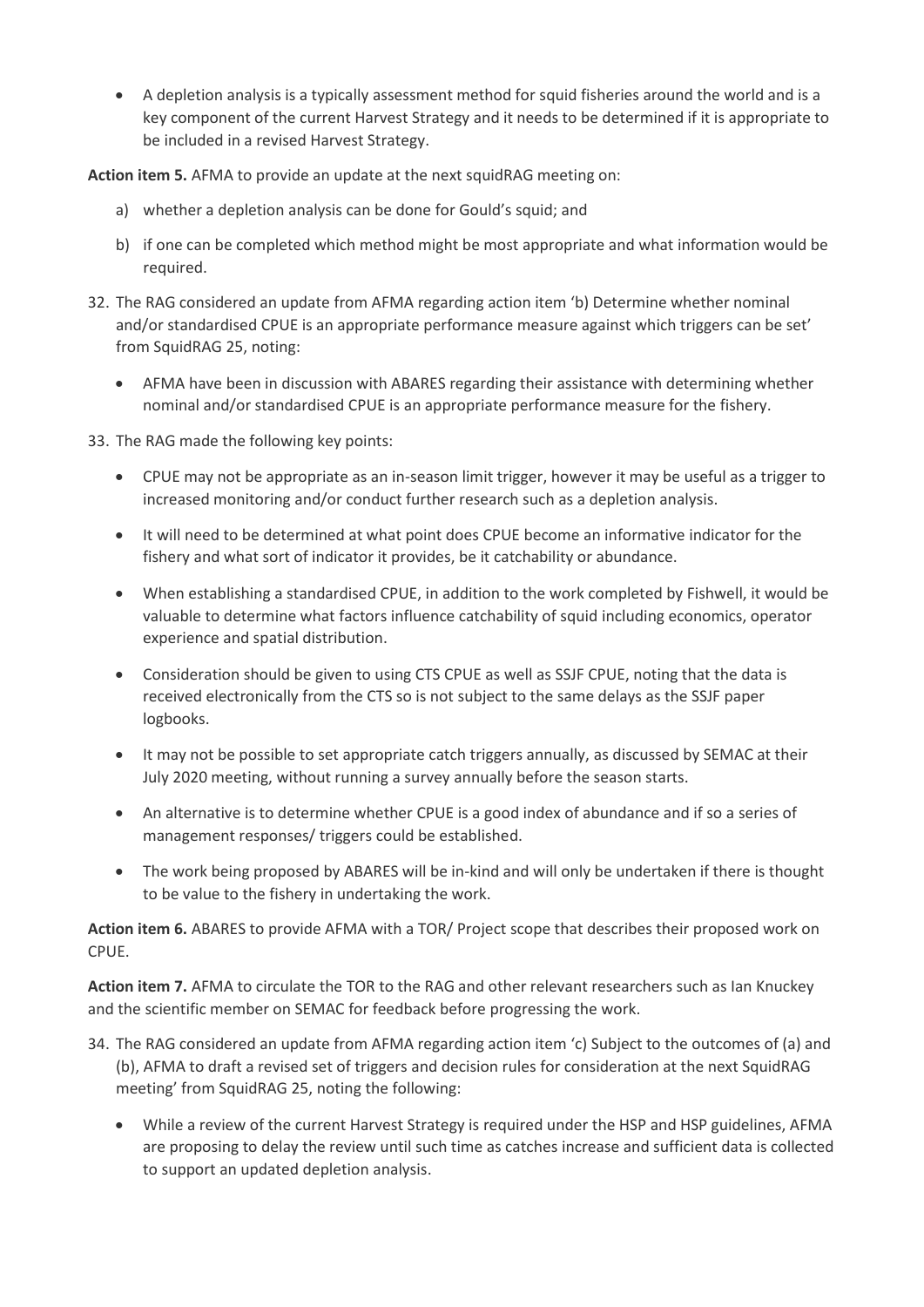- A depletion analysis is a typically assessment method for squid fisheries around the world and is a key component of the current Harvest Strategy and it needs to be determined if it is appropriate to be included in a revised Harvest Strategy.

**Action item 5.** AFMA to provide an update at the next squidRAG meeting on:

a) whether a depletion analysis can be done for Gould's squid; and

b) if one can be completed which method might be most appropriate and what information would be required.

32. The RAG considered an update from AFMA regarding action item 'b) Determine whether nominal and/or standardised CPUE is an appropriate performance measure against which triggers can be set' from SquidRAG 25, noting:

    - AFMA have been in discussion with ABARES regarding their assistance with determining whether nominal and/or standardised CPUE is an appropriate performance measure for the fishery.

33. The RAG made the following key points:

    - CPUE may not be appropriate as an in-season limit trigger, however it may be useful as a trigger to increased monitoring and/or conduct further research such as a depletion analysis.
    - It will need to be determined at what point does CPUE become an informative indicator for the fishery and what sort of indicator it provides, be it catchability or abundance.
    - When establishing a standardised CPUE, in addition to the work completed by Fishwell, it would be valuable to determine what factors influence catchability of squid including economics, operator experience and spatial distribution.
    - Consideration should be given to using CTS CPUE as well as SSJF CPUE, noting that the data is received electronically from the CTS so is not subject to the same delays as the SSJF paper logbooks.
    - It may not be possible to set appropriate catch triggers annually, as discussed by SEMAC at their July 2020 meeting, without running a survey annually before the season starts.
    - An alternative is to determine whether CPUE is a good index of abundance and if so a series of management responses/ triggers could be established.
    - The work being proposed by ABARES will be in-kind and will only be undertaken if there is thought to be value to the fishery in undertaking the work.

**Action item 6.** ABARES to provide AFMA with a TOR/ Project scope that describes their proposed work on CPUE.

**Action item 7.** AFMA to circulate the TOR to the RAG and other relevant researchers such as Ian Knuckey and the scientific member on SEMAC for feedback before progressing the work.

34. The RAG considered an update from AFMA regarding action item 'c) Subject to the outcomes of (a) and (b), AFMA to draft a revised set of triggers and decision rules for consideration at the next SquidRAG meeting' from SquidRAG 25, noting the following:

    - While a review of the current Harvest Strategy is required under the HSP and HSP guidelines, AFMA are proposing to delay the review until such time as catches increase and sufficient data is collected to support an updated depletion analysis.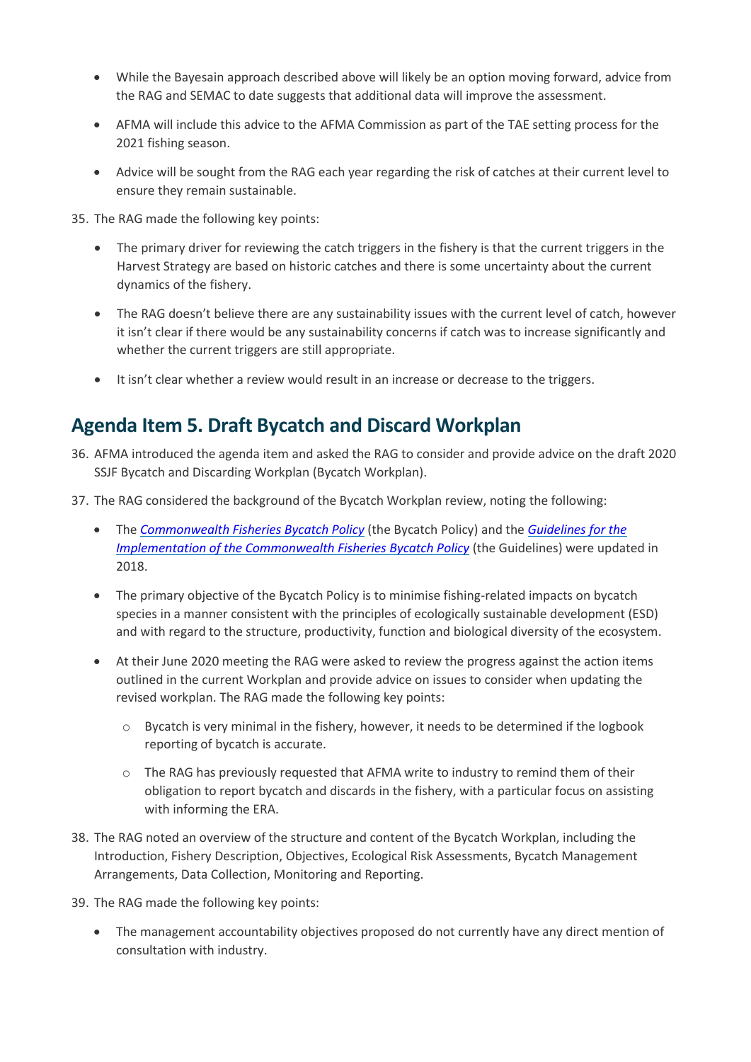- While the Bayesain approach described above will likely be an option moving forward, advice from the RAG and SEMAC to date suggests that additional data will improve the assessment.

- AFMA will include this advice to the AFMA Commission as part of the TAE setting process for the 2021 fishing season.

- Advice will be sought from the RAG each year regarding the risk of catches at their current level to ensure they remain sustainable.

35. The RAG made the following key points:

    - The primary driver for reviewing the catch triggers in the fishery is that the current triggers in the Harvest Strategy are based on historic catches and there is some uncertainty about the current dynamics of the fishery.

    - The RAG doesn't believe there are any sustainability issues with the current level of catch, however it isn't clear if there would be any sustainability concerns if catch was to increase significantly and whether the current triggers are still appropriate.

    - It isn't clear whether a review would result in an increase or decrease to the triggers.

## Agenda Item 5. Draft Bycatch and Discard Workplan

36. AFMA introduced the agenda item and asked the RAG to consider and provide advice on the draft 2020 SSJF Bycatch and Discarding Workplan (Bycatch Workplan).

37. The RAG considered the background of the Bycatch Workplan review, noting the following:

    - The *Commonwealth Fisheries Bycatch Policy* (the Bycatch Policy) and the *Guidelines for the Implementation of the Commonwealth Fisheries Bycatch Policy* (the Guidelines) were updated in 2018.

    - The primary objective of the Bycatch Policy is to minimise fishing-related impacts on bycatch species in a manner consistent with the principles of ecologically sustainable development (ESD) and with regard to the structure, productivity, function and biological diversity of the ecosystem.

    - At their June 2020 meeting the RAG were asked to review the progress against the action items outlined in the current Workplan and provide advice on issues to consider when updating the revised workplan. The RAG made the following key points:

        - Bycatch is very minimal in the fishery, however, it needs to be determined if the logbook reporting of bycatch is accurate.

        - The RAG has previously requested that AFMA write to industry to remind them of their obligation to report bycatch and discards in the fishery, with a particular focus on assisting with informing the ERA.

38. The RAG noted an overview of the structure and content of the Bycatch Workplan, including the Introduction, Fishery Description, Objectives, Ecological Risk Assessments, Bycatch Management Arrangements, Data Collection, Monitoring and Reporting.

39. The RAG made the following key points:

    - The management accountability objectives proposed do not currently have any direct mention of consultation with industry.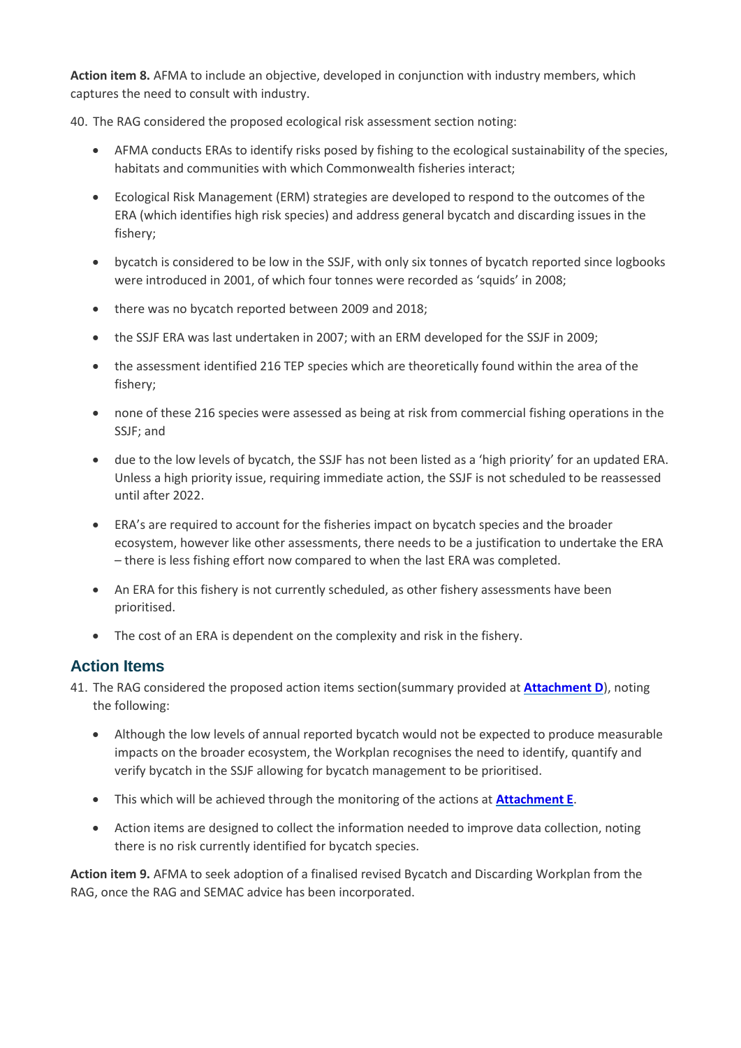**Action item 8.** AFMA to include an objective, developed in conjunction with industry members, which captures the need to consult with industry.

40. The RAG considered the proposed ecological risk assessment section noting:

- AFMA conducts ERAs to identify risks posed by fishing to the ecological sustainability of the species, habitats and communities with which Commonwealth fisheries interact;
- Ecological Risk Management (ERM) strategies are developed to respond to the outcomes of the ERA (which identifies high risk species) and address general bycatch and discarding issues in the fishery;
- bycatch is considered to be low in the SSJF, with only six tonnes of bycatch reported since logbooks were introduced in 2001, of which four tonnes were recorded as 'squids' in 2008;
- there was no bycatch reported between 2009 and 2018;
- the SSJF ERA was last undertaken in 2007; with an ERM developed for the SSJF in 2009;
- the assessment identified 216 TEP species which are theoretically found within the area of the fishery;
- none of these 216 species were assessed as being at risk from commercial fishing operations in the SSJF; and
- due to the low levels of bycatch, the SSJF has not been listed as a 'high priority' for an updated ERA. Unless a high priority issue, requiring immediate action, the SSJF is not scheduled to be reassessed until after 2022.
- ERA's are required to account for the fisheries impact on bycatch species and the broader ecosystem, however like other assessments, there needs to be a justification to undertake the ERA – there is less fishing effort now compared to when the last ERA was completed.
- An ERA for this fishery is not currently scheduled, as other fishery assessments have been prioritised.
- The cost of an ERA is dependent on the complexity and risk in the fishery.

## Action Items

41. The RAG considered the proposed action items section(summary provided at **Attachment D**), noting the following:

- Although the low levels of annual reported bycatch would not be expected to produce measurable impacts on the broader ecosystem, the Workplan recognises the need to identify, quantify and verify bycatch in the SSJF allowing for bycatch management to be prioritised.
- This which will be achieved through the monitoring of the actions at **Attachment E**.
- Action items are designed to collect the information needed to improve data collection, noting there is no risk currently identified for bycatch species.

**Action item 9.** AFMA to seek adoption of a finalised revised Bycatch and Discarding Workplan from the RAG, once the RAG and SEMAC advice has been incorporated.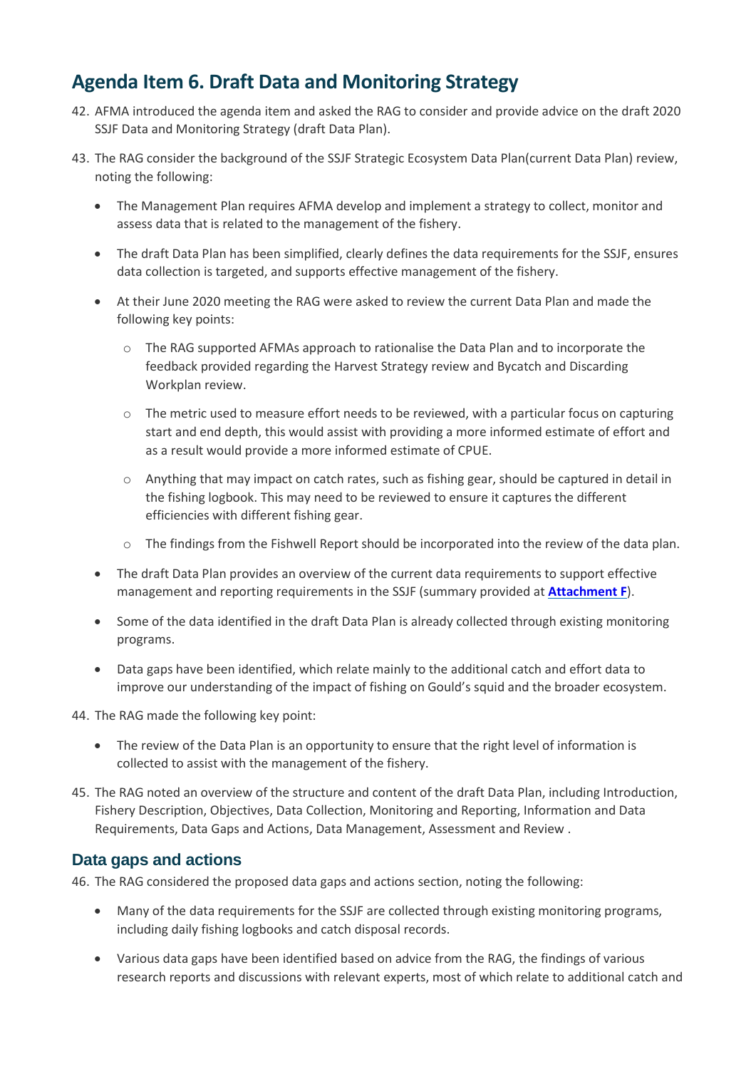## Agenda Item 6. Draft Data and Monitoring Strategy

42. AFMA introduced the agenda item and asked the RAG to consider and provide advice on the draft 2020 SSJF Data and Monitoring Strategy (draft Data Plan).

43. The RAG consider the background of the SSJF Strategic Ecosystem Data Plan(current Data Plan) review, noting the following:

    - The Management Plan requires AFMA develop and implement a strategy to collect, monitor and assess data that is related to the management of the fishery.
    - The draft Data Plan has been simplified, clearly defines the data requirements for the SSJF, ensures data collection is targeted, and supports effective management of the fishery.
    - At their June 2020 meeting the RAG were asked to review the current Data Plan and made the following key points:
        - The RAG supported AFMAs approach to rationalise the Data Plan and to incorporate the feedback provided regarding the Harvest Strategy review and Bycatch and Discarding Workplan review.
        - The metric used to measure effort needs to be reviewed, with a particular focus on capturing start and end depth, this would assist with providing a more informed estimate of effort and as a result would provide a more informed estimate of CPUE.
        - Anything that may impact on catch rates, such as fishing gear, should be captured in detail in the fishing logbook. This may need to be reviewed to ensure it captures the different efficiencies with different fishing gear.
        - The findings from the Fishwell Report should be incorporated into the review of the data plan.
    - The draft Data Plan provides an overview of the current data requirements to support effective management and reporting requirements in the SSJF (summary provided at **Attachment F**).
    - Some of the data identified in the draft Data Plan is already collected through existing monitoring programs.
    - Data gaps have been identified, which relate mainly to the additional catch and effort data to improve our understanding of the impact of fishing on Gould's squid and the broader ecosystem.

44. The RAG made the following key point:

    - The review of the Data Plan is an opportunity to ensure that the right level of information is collected to assist with the management of the fishery.

45. The RAG noted an overview of the structure and content of the draft Data Plan, including Introduction, Fishery Description, Objectives, Data Collection, Monitoring and Reporting, Information and Data Requirements, Data Gaps and Actions, Data Management, Assessment and Review .

### Data gaps and actions

46. The RAG considered the proposed data gaps and actions section, noting the following:

    - Many of the data requirements for the SSJF are collected through existing monitoring programs, including daily fishing logbooks and catch disposal records.
    - Various data gaps have been identified based on advice from the RAG, the findings of various research reports and discussions with relevant experts, most of which relate to additional catch and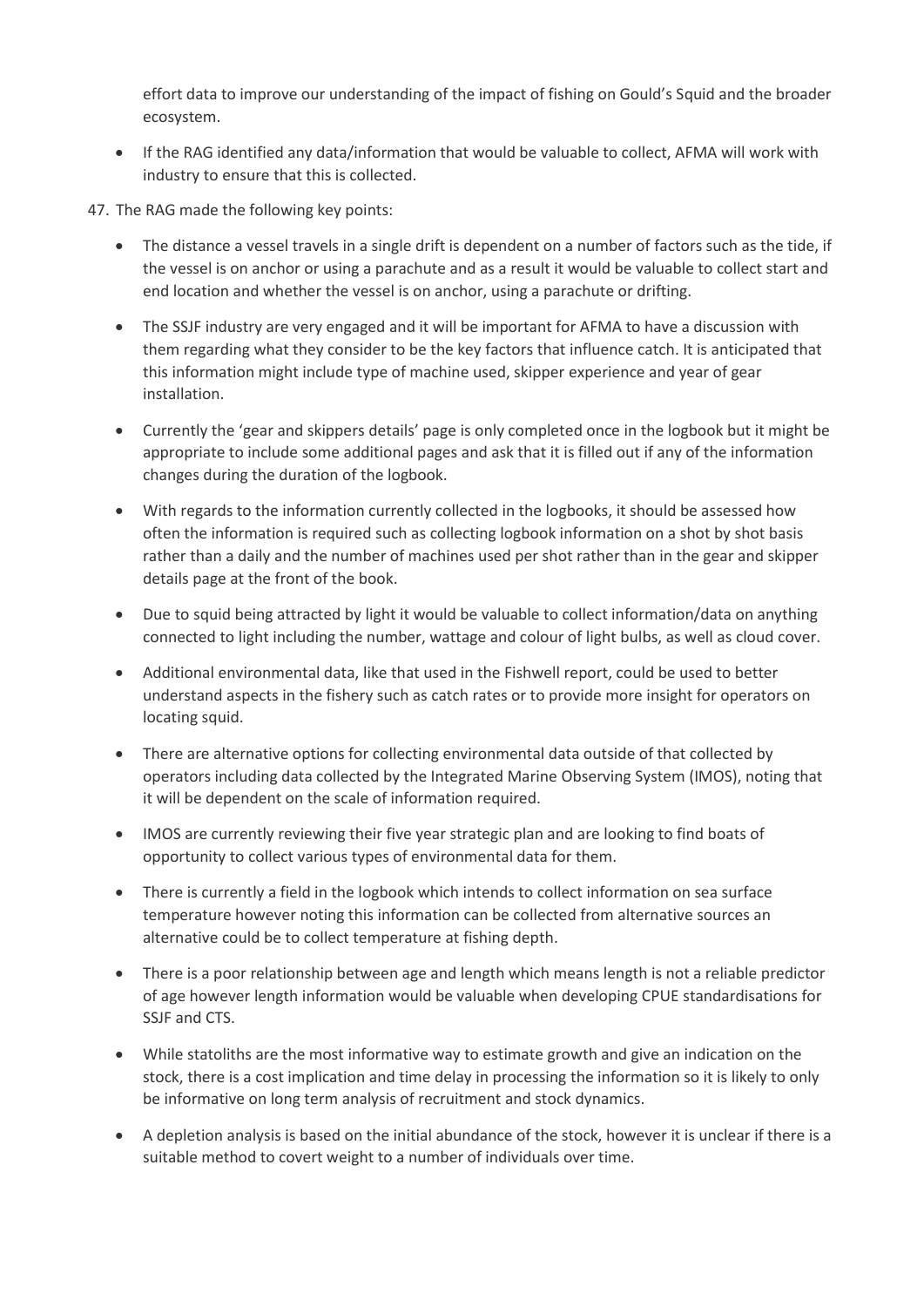effort data to improve our understanding of the impact of fishing on Gould's Squid and the broader ecosystem.

- If the RAG identified any data/information that would be valuable to collect, AFMA will work with industry to ensure that this is collected.

47. The RAG made the following key points:

- The distance a vessel travels in a single drift is dependent on a number of factors such as the tide, if the vessel is on anchor or using a parachute and as a result it would be valuable to collect start and end location and whether the vessel is on anchor, using a parachute or drifting.
- The SSJF industry are very engaged and it will be important for AFMA to have a discussion with them regarding what they consider to be the key factors that influence catch. It is anticipated that this information might include type of machine used, skipper experience and year of gear installation.
- Currently the 'gear and skippers details' page is only completed once in the logbook but it might be appropriate to include some additional pages and ask that it is filled out if any of the information changes during the duration of the logbook.
- With regards to the information currently collected in the logbooks, it should be assessed how often the information is required such as collecting logbook information on a shot by shot basis rather than a daily and the number of machines used per shot rather than in the gear and skipper details page at the front of the book.
- Due to squid being attracted by light it would be valuable to collect information/data on anything connected to light including the number, wattage and colour of light bulbs, as well as cloud cover.
- Additional environmental data, like that used in the Fishwell report, could be used to better understand aspects in the fishery such as catch rates or to provide more insight for operators on locating squid.
- There are alternative options for collecting environmental data outside of that collected by operators including data collected by the Integrated Marine Observing System (IMOS), noting that it will be dependent on the scale of information required.
- IMOS are currently reviewing their five year strategic plan and are looking to find boats of opportunity to collect various types of environmental data for them.
- There is currently a field in the logbook which intends to collect information on sea surface temperature however noting this information can be collected from alternative sources an alternative could be to collect temperature at fishing depth.
- There is a poor relationship between age and length which means length is not a reliable predictor of age however length information would be valuable when developing CPUE standardisations for SSJF and CTS.
- While statoliths are the most informative way to estimate growth and give an indication on the stock, there is a cost implication and time delay in processing the information so it is likely to only be informative on long term analysis of recruitment and stock dynamics.
- A depletion analysis is based on the initial abundance of the stock, however it is unclear if there is a suitable method to covert weight to a number of individuals over time.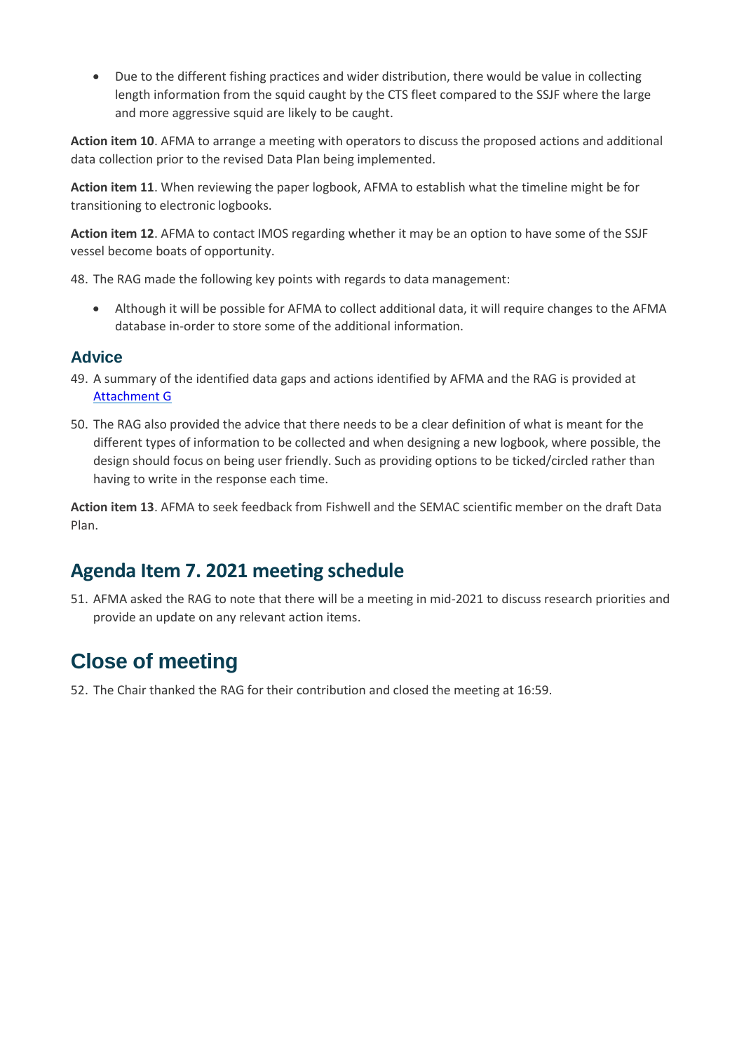- Due to the different fishing practices and wider distribution, there would be value in collecting length information from the squid caught by the CTS fleet compared to the SSJF where the large and more aggressive squid are likely to be caught.

**Action item 10**. AFMA to arrange a meeting with operators to discuss the proposed actions and additional data collection prior to the revised Data Plan being implemented.

**Action item 11**. When reviewing the paper logbook, AFMA to establish what the timeline might be for transitioning to electronic logbooks.

**Action item 12**. AFMA to contact IMOS regarding whether it may be an option to have some of the SSJF vessel become boats of opportunity.

48. The RAG made the following key points with regards to data management:

    - Although it will be possible for AFMA to collect additional data, it will require changes to the AFMA database in-order to store some of the additional information.

### Advice

49. A summary of the identified data gaps and actions identified by AFMA and the RAG is provided at [Attachment G]

50. The RAG also provided the advice that there needs to be a clear definition of what is meant for the different types of information to be collected and when designing a new logbook, where possible, the design should focus on being user friendly. Such as providing options to be ticked/circled rather than having to write in the response each time.

**Action item 13**. AFMA to seek feedback from Fishwell and the SEMAC scientific member on the draft Data Plan.

## Agenda Item 7. 2021 meeting schedule

51. AFMA asked the RAG to note that there will be a meeting in mid-2021 to discuss research priorities and provide an update on any relevant action items.

## Close of meeting

52. The Chair thanked the RAG for their contribution and closed the meeting at 16:59.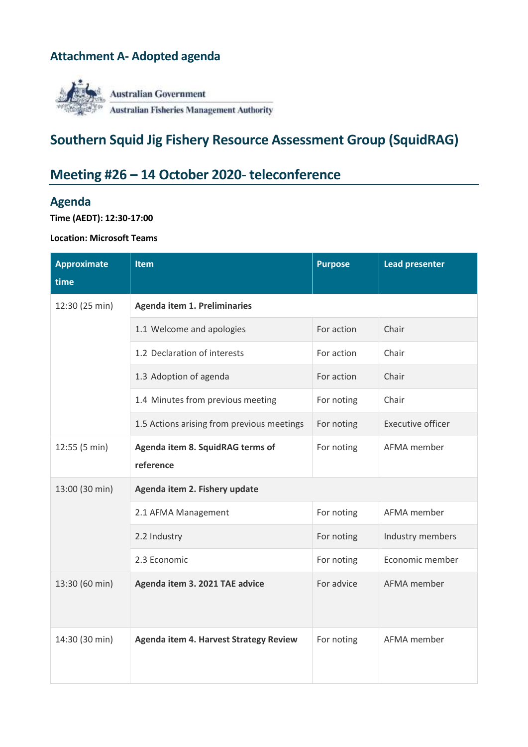## Attachment A- Adopted agenda

Australian Government

Australian Fisheries Management Authority

# Southern Squid Jig Fishery Resource Assessment Group (SquidRAG)

## Meeting #26 – 14 October 2020- teleconference

### Agenda

**Time (AEDT): 12:30-17:00**

**Location: Microsoft Teams**

| Approximate time | Item | Purpose | Lead presenter |
|---|---|---|---|
| 12:30 (25 min) | **Agenda item 1. Preliminaries** | | |
| | 1.1 Welcome and apologies | For action | Chair |
| | 1.2 Declaration of interests | For action | Chair |
| | 1.3 Adoption of agenda | For action | Chair |
| | 1.4 Minutes from previous meeting | For noting | Chair |
| | 1.5 Actions arising from previous meetings | For noting | Executive officer |
| 12:55 (5 min) | **Agenda item 8. SquidRAG terms of reference** | For noting | AFMA member |
| 13:00 (30 min) | **Agenda item 2. Fishery update** | | |
| | 2.1 AFMA Management | For noting | AFMA member |
| | 2.2 Industry | For noting | Industry members |
| | 2.3 Economic | For noting | Economic member |
| 13:30 (60 min) | **Agenda item 3. 2021 TAE advice** | For advice | AFMA member |
| 14:30 (30 min) | **Agenda item 4. Harvest Strategy Review** | For noting | AFMA member |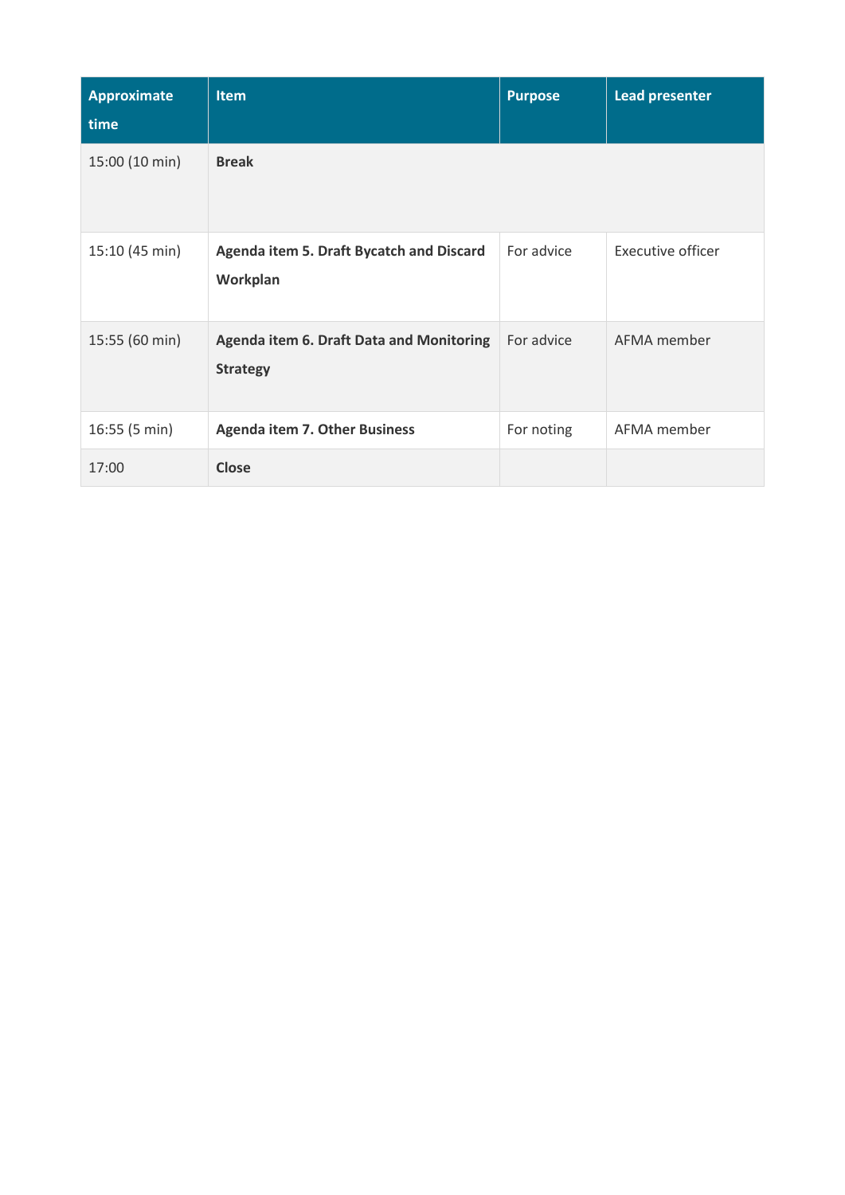| Approximate time | Item | Purpose | Lead presenter |
|---|---|---|---|
| 15:00 (10 min) | **Break** | | |
| 15:10 (45 min) | **Agenda item 5. Draft Bycatch and Discard Workplan** | For advice | Executive officer |
| 15:55 (60 min) | **Agenda item 6. Draft Data and Monitoring Strategy** | For advice | AFMA member |
| 16:55 (5 min) | **Agenda item 7. Other Business** | For noting | AFMA member |
| 17:00 | **Close** | | |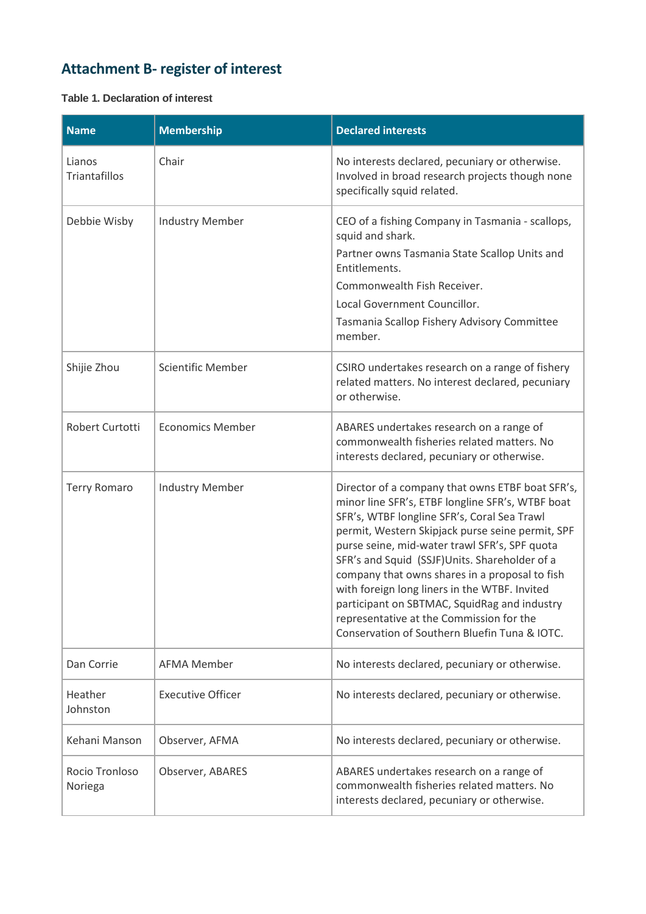## Attachment B- register of interest

**Table 1. Declaration of interest**

| Name | Membership | Declared interests |
|---|---|---|
| Lianos Triantafillos | Chair | No interests declared, pecuniary or otherwise. Involved in broad research projects though none specifically squid related. |
| Debbie Wisby | Industry Member | CEO of a fishing Company in Tasmania - scallops, squid and shark.<br>Partner owns Tasmania State Scallop Units and Entitlements.<br>Commonwealth Fish Receiver.<br>Local Government Councillor.<br>Tasmania Scallop Fishery Advisory Committee member. |
| Shijie Zhou | Scientific Member | CSIRO undertakes research on a range of fishery related matters. No interest declared, pecuniary or otherwise. |
| Robert Curtotti | Economics Member | ABARES undertakes research on a range of commonwealth fisheries related matters. No interests declared, pecuniary or otherwise. |
| Terry Romaro | Industry Member | Director of a company that owns ETBF boat SFR's, minor line SFR's, ETBF longline SFR's, WTBF boat SFR's, WTBF longline SFR's, Coral Sea Trawl permit, Western Skipjack purse seine permit, SPF purse seine, mid-water trawl SFR's, SPF quota SFR's and Squid (SSJF)Units. Shareholder of a company that owns shares in a proposal to fish with foreign long liners in the WTBF. Invited participant on SBTMAC, SquidRag and industry representative at the Commission for the Conservation of Southern Bluefin Tuna & IOTC. |
| Dan Corrie | AFMA Member | No interests declared, pecuniary or otherwise. |
| Heather Johnston | Executive Officer | No interests declared, pecuniary or otherwise. |
| Kehani Manson | Observer, AFMA | No interests declared, pecuniary or otherwise. |
| Rocio Tronloso Noriega | Observer, ABARES | ABARES undertakes research on a range of commonwealth fisheries related matters. No interests declared, pecuniary or otherwise. |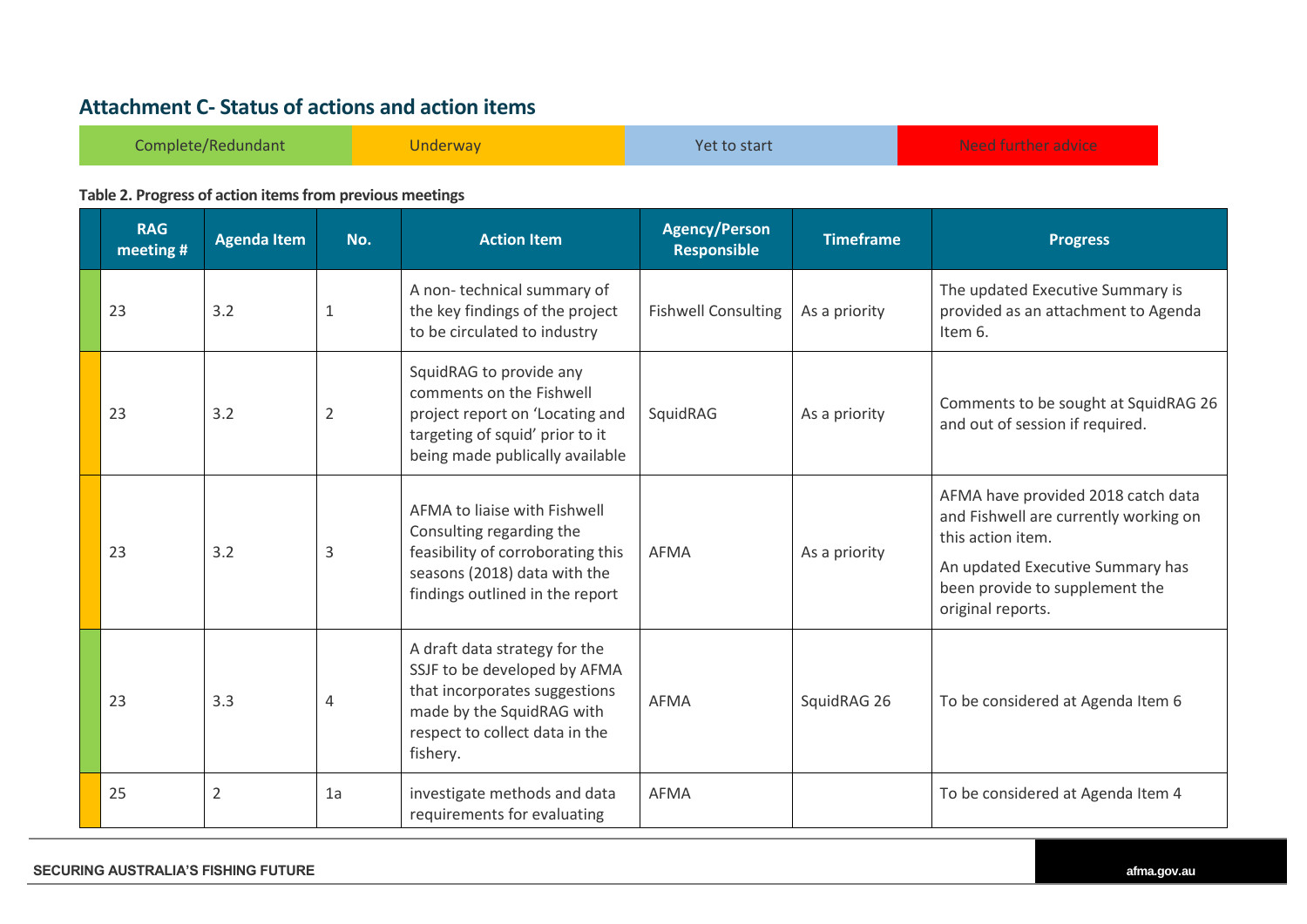## Attachment C- Status of actions and action items

| Complete/Redundant | Underway | Yet to start | Need further advice |
|---|---|---|---|

**Table 2. Progress of action items from previous meetings**

| RAG meeting # | Agenda Item | No. | Action Item | Agency/Person Responsible | Timeframe | Progress |
|---|---|---|---|---|---|---|
| 23 | 3.2 | 1 | A non- technical summary of the key findings of the project to be circulated to industry | Fishwell Consulting | As a priority | The updated Executive Summary is provided as an attachment to Agenda Item 6. |
| 23 | 3.2 | 2 | SquidRAG to provide any comments on the Fishwell project report on 'Locating and targeting of squid' prior to it being made publically available | SquidRAG | As a priority | Comments to be sought at SquidRAG 26 and out of session if required. |
| 23 | 3.2 | 3 | AFMA to liaise with Fishwell Consulting regarding the feasibility of corroborating this seasons (2018) data with the findings outlined in the report | AFMA | As a priority | AFMA have provided 2018 catch data and Fishwell are currently working on this action item. An updated Executive Summary has been provide to supplement the original reports. |
| 23 | 3.3 | 4 | A draft data strategy for the SSJF to be developed by AFMA that incorporates suggestions made by the SquidRAG with respect to collect data in the fishery. | AFMA | SquidRAG 26 | To be considered at Agenda Item 6 |
| 25 | 2 | 1a | investigate methods and data requirements for evaluating | AFMA | | To be considered at Agenda Item 4 |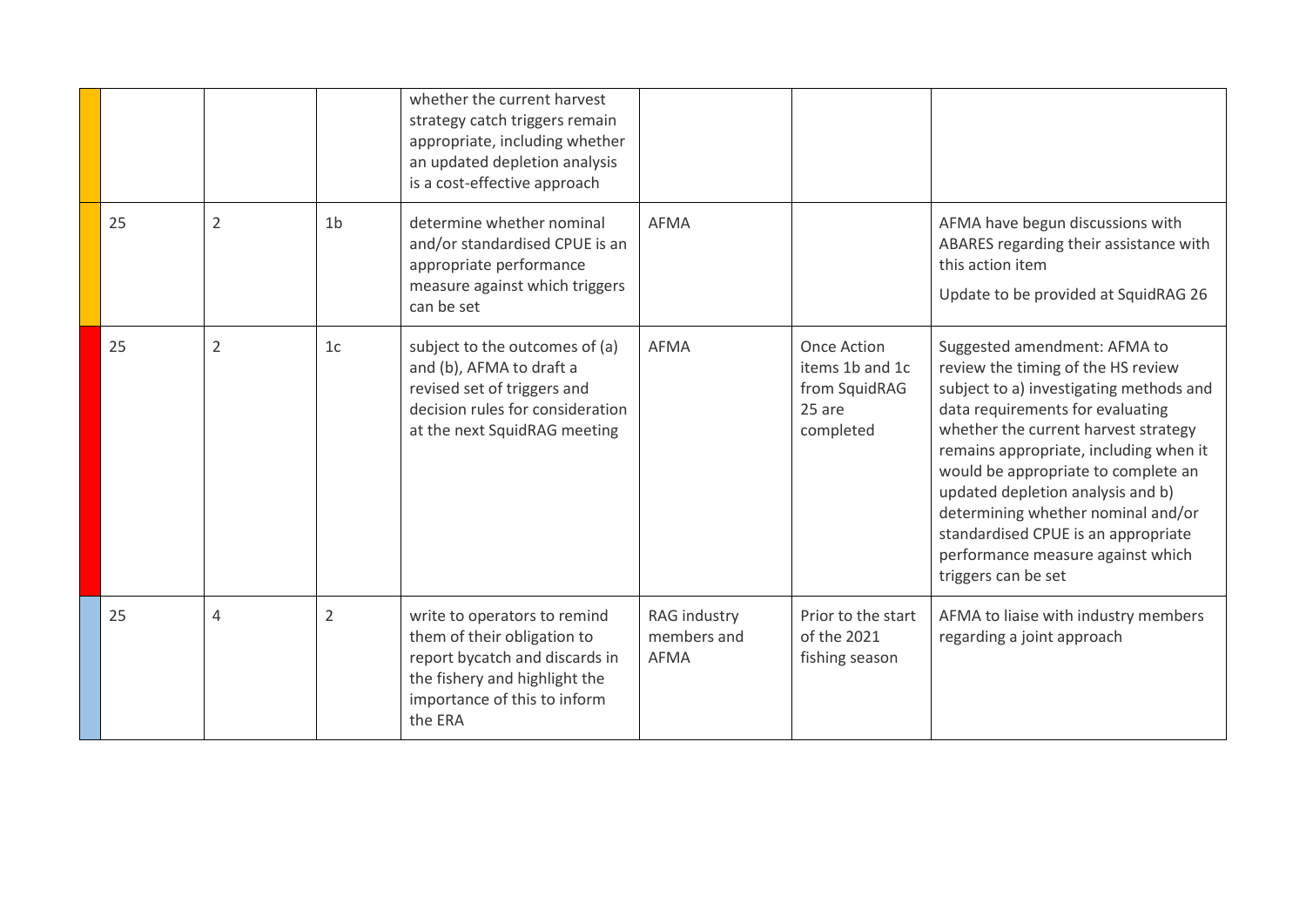| | | | | | | | |
|---|---|---|---|---|---|---|---|
| | | | | whether the current harvest strategy catch triggers remain appropriate, including whether an updated depletion analysis is a cost-effective approach | | | |
| | 25 | 2 | 1b | determine whether nominal and/or standardised CPUE is an appropriate performance measure against which triggers can be set | AFMA | | AFMA have begun discussions with ABARES regarding their assistance with this action item<br><br>Update to be provided at SquidRAG 26 |
| | 25 | 2 | 1c | subject to the outcomes of (a) and (b), AFMA to draft a revised set of triggers and decision rules for consideration at the next SquidRAG meeting | AFMA | Once Action items 1b and 1c from SquidRAG 25 are completed | Suggested amendment: AFMA to review the timing of the HS review subject to a) investigating methods and data requirements for evaluating whether the current harvest strategy remains appropriate, including when it would be appropriate to complete an updated depletion analysis and b) determining whether nominal and/or standardised CPUE is an appropriate performance measure against which triggers can be set |
| | 25 | 4 | 2 | write to operators to remind them of their obligation to report bycatch and discards in the fishery and highlight the importance of this to inform the ERA | RAG industry members and AFMA | Prior to the start of the 2021 fishing season | AFMA to liaise with industry members regarding a joint approach |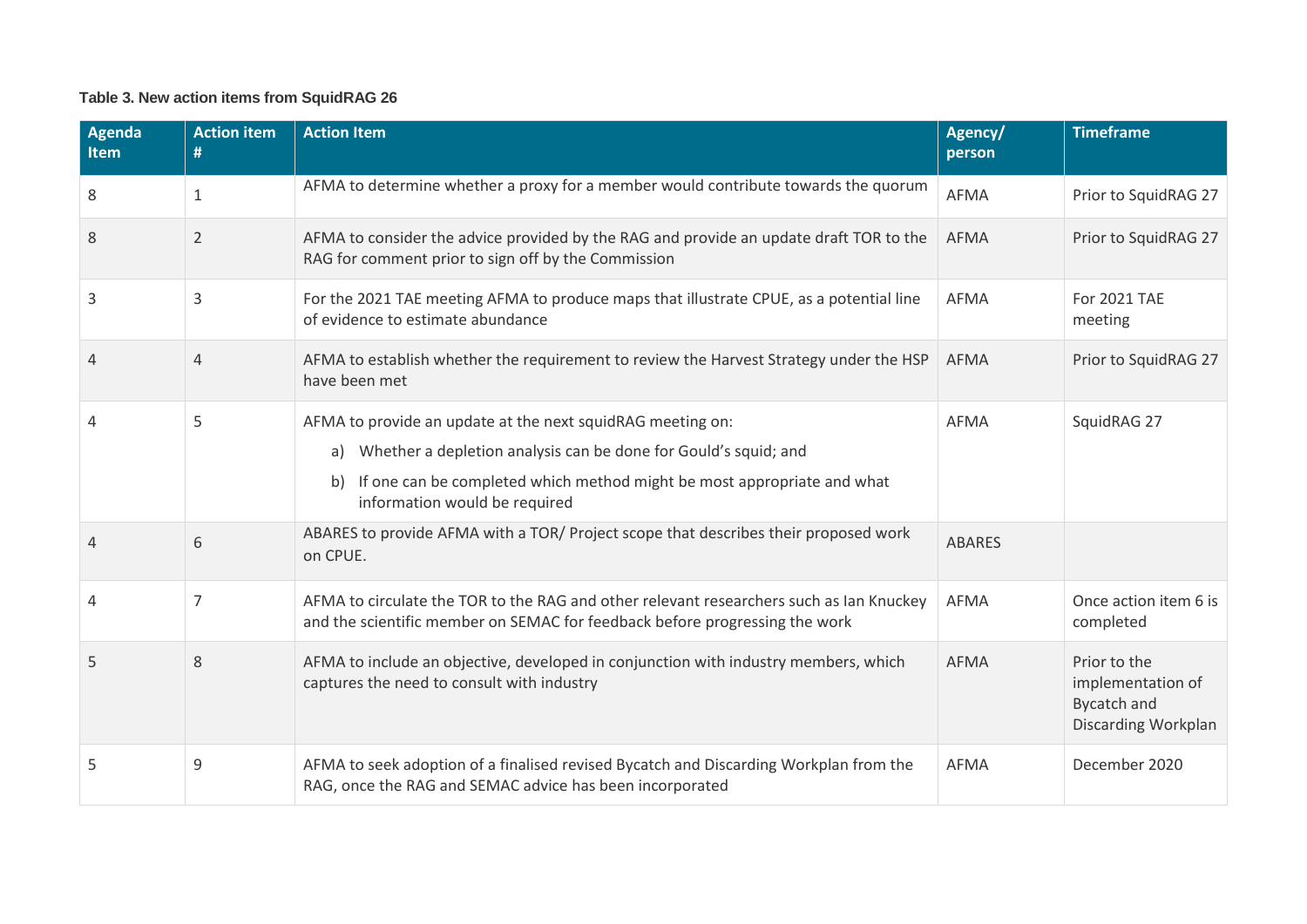**Table 3. New action items from SquidRAG 26**

| Agenda Item | Action item # | Action Item | Agency/ person | Timeframe |
|---|---|---|---|---|
| 8 | 1 | AFMA to determine whether a proxy for a member would contribute towards the quorum | AFMA | Prior to SquidRAG 27 |
| 8 | 2 | AFMA to consider the advice provided by the RAG and provide an update draft TOR to the RAG for comment prior to sign off by the Commission | AFMA | Prior to SquidRAG 27 |
| 3 | 3 | For the 2021 TAE meeting AFMA to produce maps that illustrate CPUE, as a potential line of evidence to estimate abundance | AFMA | For 2021 TAE meeting |
| 4 | 4 | AFMA to establish whether the requirement to review the Harvest Strategy under the HSP have been met | AFMA | Prior to SquidRAG 27 |
| 4 | 5 | AFMA to provide an update at the next squidRAG meeting on:<br>a) Whether a depletion analysis can be done for Gould's squid; and<br>b) If one can be completed which method might be most appropriate and what information would be required | AFMA | SquidRAG 27 |
| 4 | 6 | ABARES to provide AFMA with a TOR/ Project scope that describes their proposed work on CPUE. | ABARES | |
| 4 | 7 | AFMA to circulate the TOR to the RAG and other relevant researchers such as Ian Knuckey and the scientific member on SEMAC for feedback before progressing the work | AFMA | Once action item 6 is completed |
| 5 | 8 | AFMA to include an objective, developed in conjunction with industry members, which captures the need to consult with industry | AFMA | Prior to the implementation of Bycatch and Discarding Workplan |
| 5 | 9 | AFMA to seek adoption of a finalised revised Bycatch and Discarding Workplan from the RAG, once the RAG and SEMAC advice has been incorporated | AFMA | December 2020 |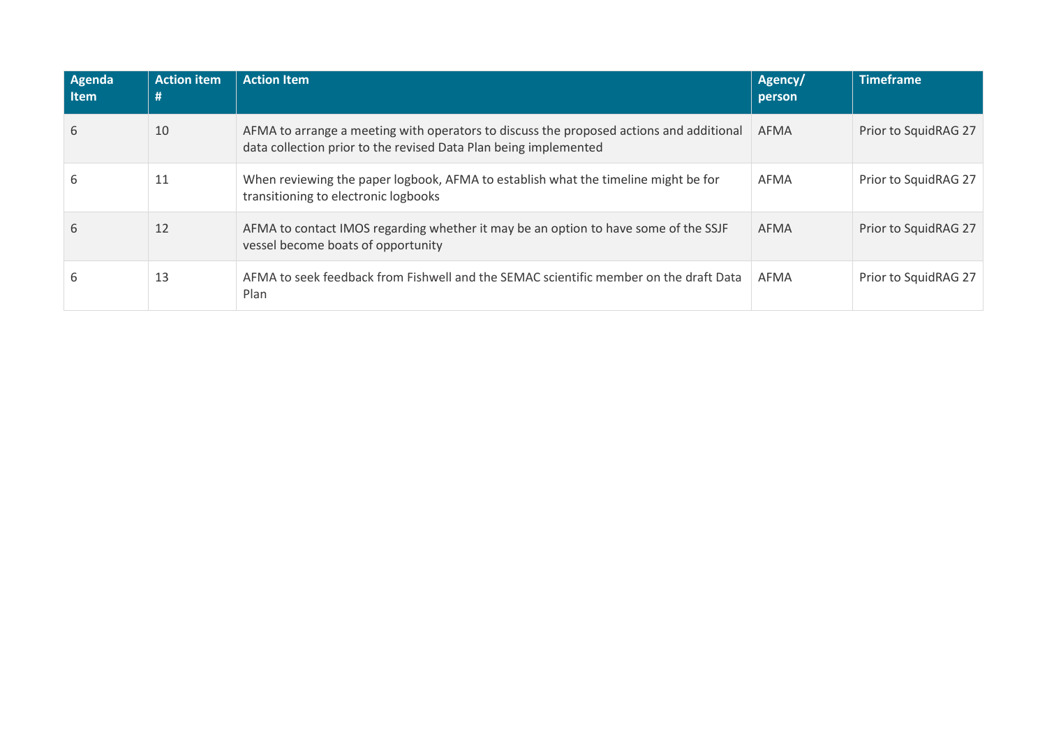| Agenda Item | Action item # | Action Item | Agency/ person | Timeframe |
| --- | --- | --- | --- | --- |
| 6 | 10 | AFMA to arrange a meeting with operators to discuss the proposed actions and additional data collection prior to the revised Data Plan being implemented | AFMA | Prior to SquidRAG 27 |
| 6 | 11 | When reviewing the paper logbook, AFMA to establish what the timeline might be for transitioning to electronic logbooks | AFMA | Prior to SquidRAG 27 |
| 6 | 12 | AFMA to contact IMOS regarding whether it may be an option to have some of the SSJF vessel become boats of opportunity | AFMA | Prior to SquidRAG 27 |
| 6 | 13 | AFMA to seek feedback from Fishwell and the SEMAC scientific member on the draft Data Plan | AFMA | Prior to SquidRAG 27 |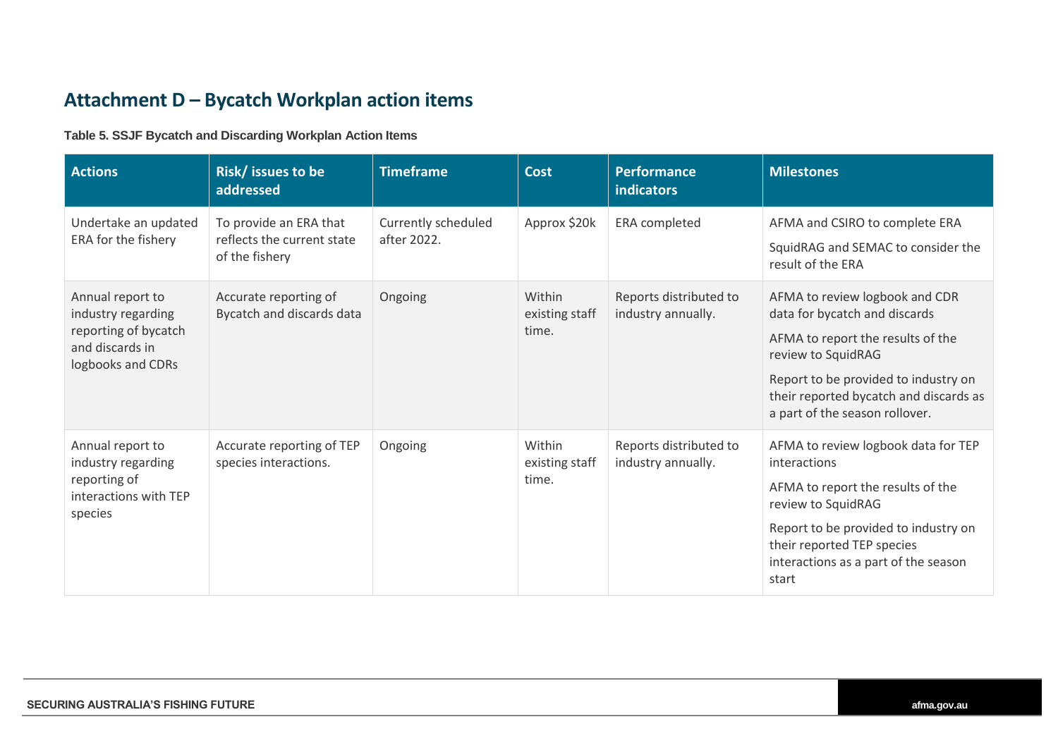## Attachment D – Bycatch Workplan action items

**Table 5. SSJF Bycatch and Discarding Workplan Action Items**

| Actions | Risk/ issues to be addressed | Timeframe | Cost | Performance indicators | Milestones |
|---|---|---|---|---|---|
| Undertake an updated ERA for the fishery | To provide an ERA that reflects the current state of the fishery | Currently scheduled after 2022. | Approx $20k | ERA completed | AFMA and CSIRO to complete ERA<br><br>SquidRAG and SEMAC to consider the result of the ERA |
| Annual report to industry regarding reporting of bycatch and discards in logbooks and CDRs | Accurate reporting of Bycatch and discards data | Ongoing | Within existing staff time. | Reports distributed to industry annually. | AFMA to review logbook and CDR data for bycatch and discards<br><br>AFMA to report the results of the review to SquidRAG<br><br>Report to be provided to industry on their reported bycatch and discards as a part of the season rollover. |
| Annual report to industry regarding reporting of interactions with TEP species | Accurate reporting of TEP species interactions. | Ongoing | Within existing staff time. | Reports distributed to industry annually. | AFMA to review logbook data for TEP interactions<br><br>AFMA to report the results of the review to SquidRAG<br><br>Report to be provided to industry on their reported TEP species interactions as a part of the season start |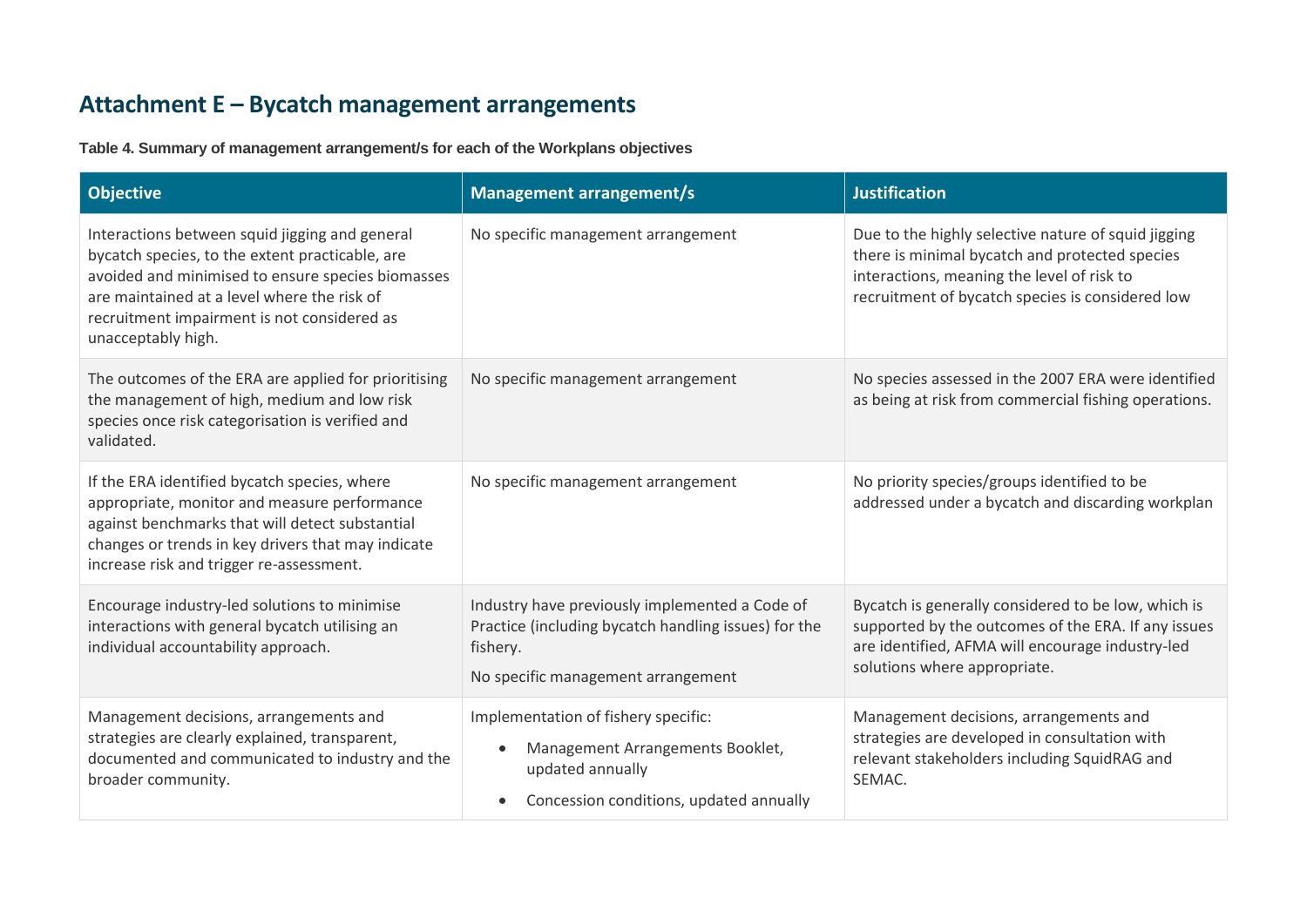# Attachment E – Bycatch management arrangements

**Table 4. Summary of management arrangement/s for each of the Workplans objectives**

| Objective | Management arrangement/s | Justification |
|---|---|---|
| Interactions between squid jigging and general bycatch species, to the extent practicable, are avoided and minimised to ensure species biomasses are maintained at a level where the risk of recruitment impairment is not considered as unacceptably high. | No specific management arrangement | Due to the highly selective nature of squid jigging there is minimal bycatch and protected species interactions, meaning the level of risk to recruitment of bycatch species is considered low |
| The outcomes of the ERA are applied for prioritising the management of high, medium and low risk species once risk categorisation is verified and validated. | No specific management arrangement | No species assessed in the 2007 ERA were identified as being at risk from commercial fishing operations. |
| If the ERA identified bycatch species, where appropriate, monitor and measure performance against benchmarks that will detect substantial changes or trends in key drivers that may indicate increase risk and trigger re-assessment. | No specific management arrangement | No priority species/groups identified to be addressed under a bycatch and discarding workplan |
| Encourage industry-led solutions to minimise interactions with general bycatch utilising an individual accountability approach. | Industry have previously implemented a Code of Practice (including bycatch handling issues) for the fishery.<br><br>No specific management arrangement | Bycatch is generally considered to be low, which is supported by the outcomes of the ERA. If any issues are identified, AFMA will encourage industry-led solutions where appropriate. |
| Management decisions, arrangements and strategies are clearly explained, transparent, documented and communicated to industry and the broader community. | Implementation of fishery specific:<br>• Management Arrangements Booklet, updated annually<br>• Concession conditions, updated annually | Management decisions, arrangements and strategies are developed in consultation with relevant stakeholders including SquidRAG and SEMAC. |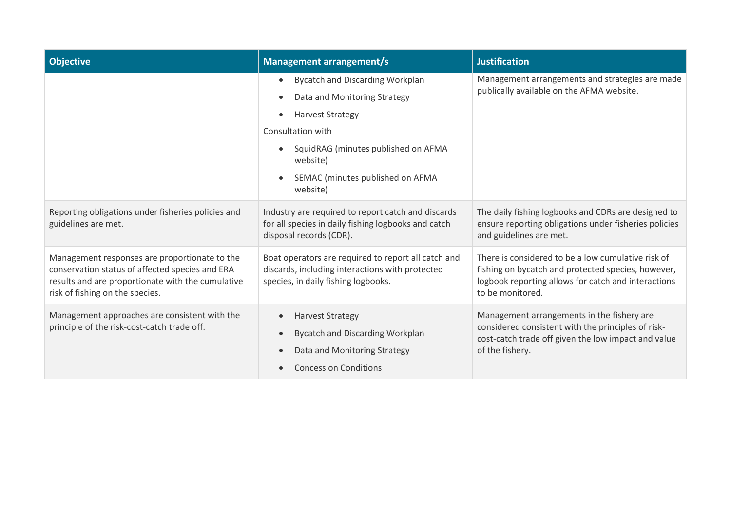| Objective | Management arrangement/s | Justification |
|---|---|---|
| | <ul><li>Bycatch and Discarding Workplan</li><li>Data and Monitoring Strategy</li><li>Harvest Strategy</li></ul>Consultation with<ul><li>SquidRAG (minutes published on AFMA website)</li><li>SEMAC (minutes published on AFMA website)</li></ul> | Management arrangements and strategies are made publically available on the AFMA website. |
| Reporting obligations under fisheries policies and guidelines are met. | Industry are required to report catch and discards for all species in daily fishing logbooks and catch disposal records (CDR). | The daily fishing logbooks and CDRs are designed to ensure reporting obligations under fisheries policies and guidelines are met. |
| Management responses are proportionate to the conservation status of affected species and ERA results and are proportionate with the cumulative risk of fishing on the species. | Boat operators are required to report all catch and discards, including interactions with protected species, in daily fishing logbooks. | There is considered to be a low cumulative risk of fishing on bycatch and protected species, however, logbook reporting allows for catch and interactions to be monitored. |
| Management approaches are consistent with the principle of the risk-cost-catch trade off. | <ul><li>Harvest Strategy</li><li>Bycatch and Discarding Workplan</li><li>Data and Monitoring Strategy</li><li>Concession Conditions</li></ul> | Management arrangements in the fishery are considered consistent with the principles of risk-cost-catch trade off given the low impact and value of the fishery. |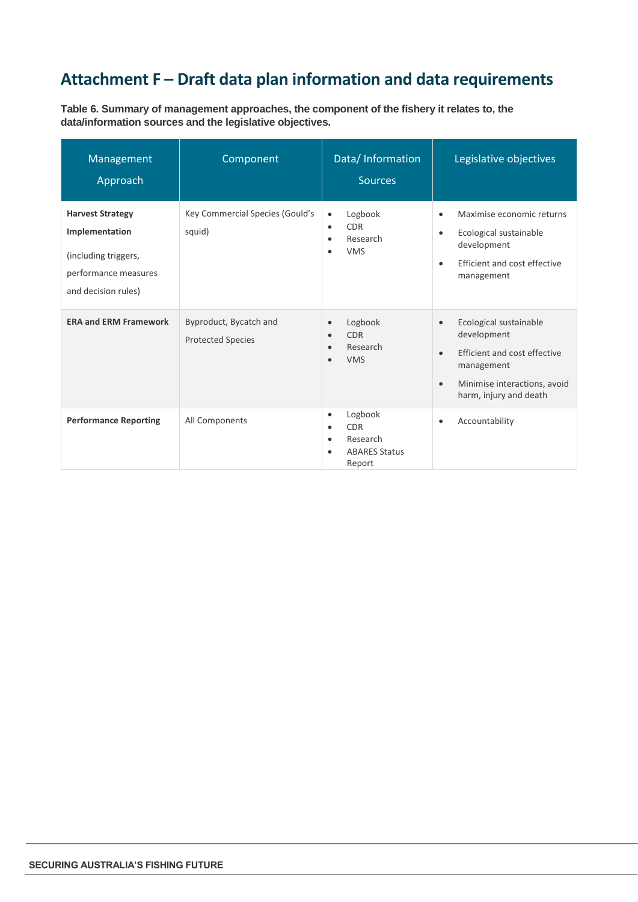# Attachment F – Draft data plan information and data requirements

**Table 6. Summary of management approaches, the component of the fishery it relates to, the data/information sources and the legislative objectives.**

| Management Approach | Component | Data/ Information Sources | Legislative objectives |
|---|---|---|---|
| **Harvest Strategy Implementation** (including triggers, performance measures and decision rules) | Key Commercial Species (Gould's squid) | • Logbook<br>• CDR<br>• Research<br>• VMS | • Maximise economic returns<br>• Ecological sustainable development<br>• Efficient and cost effective management |
| **ERA and ERM Framework** | Byproduct, Bycatch and Protected Species | • Logbook<br>• CDR<br>• Research<br>• VMS | • Ecological sustainable development<br>• Efficient and cost effective management<br>• Minimise interactions, avoid harm, injury and death |
| **Performance Reporting** | All Components | • Logbook<br>• CDR<br>• Research<br>• ABARES Status Report | • Accountability |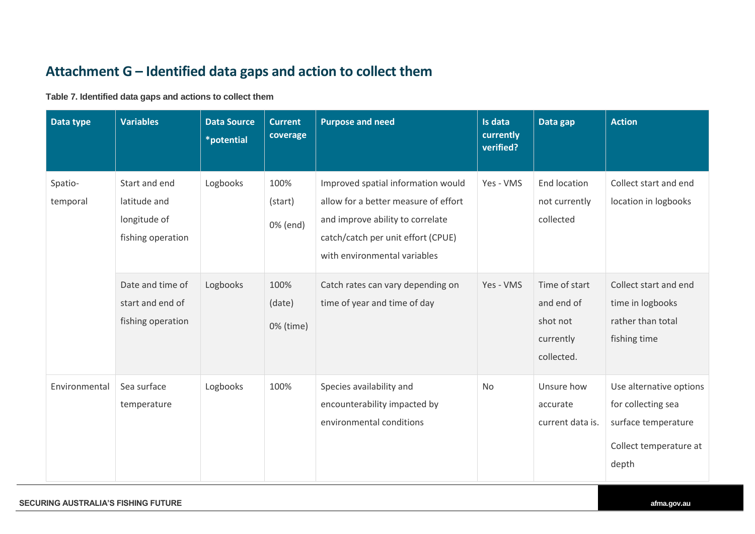## Attachment G – Identified data gaps and action to collect them

**Table 7. Identified data gaps and actions to collect them**

| Data type | Variables | Data Source *potential | Current coverage | Purpose and need | Is data currently verified? | Data gap | Action |
|---|---|---|---|---|---|---|---|
| Spatio-temporal | Start and end latitude and longitude of fishing operation | Logbooks | 100% (start) 0% (end) | Improved spatial information would allow for a better measure of effort and improve ability to correlate catch/catch per unit effort (CPUE) with environmental variables | Yes - VMS | End location not currently collected | Collect start and end location in logbooks |
| | Date and time of start and end of fishing operation | Logbooks | 100% (date) 0% (time) | Catch rates can vary depending on time of year and time of day | Yes - VMS | Time of start and end of shot not currently collected. | Collect start and end time in logbooks rather than total fishing time |
| Environmental | Sea surface temperature | Logbooks | 100% | Species availability and encounterability impacted by environmental conditions | No | Unsure how accurate current data is. | Use alternative options for collecting sea surface temperature<br><br>Collect temperature at depth |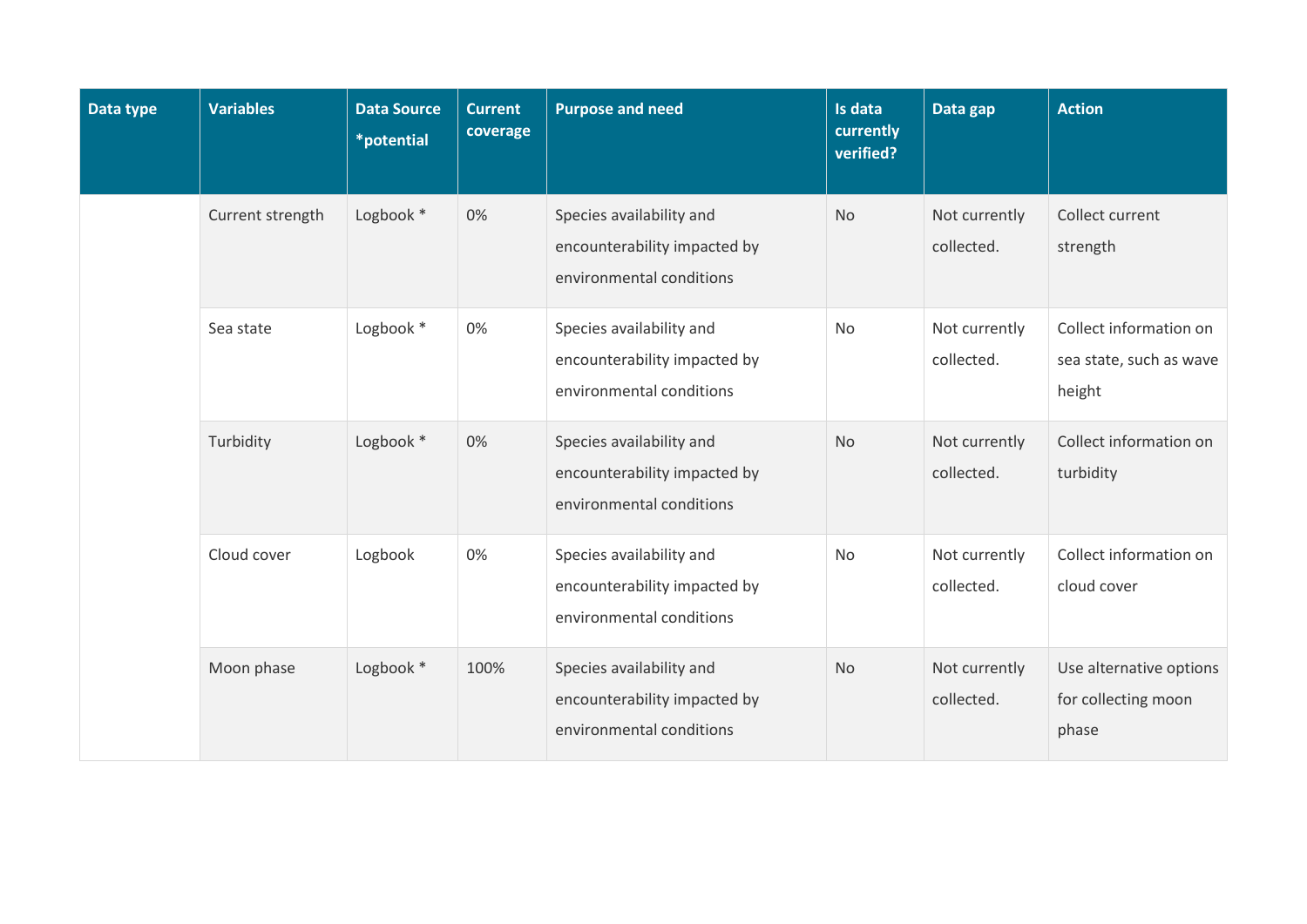| Data type | Variables | Data Source *potential | Current coverage | Purpose and need | Is data currently verified? | Data gap | Action |
|---|---|---|---|---|---|---|---|
| | Current strength | Logbook * | 0% | Species availability and encounterability impacted by environmental conditions | No | Not currently collected. | Collect current strength |
| | Sea state | Logbook * | 0% | Species availability and encounterability impacted by environmental conditions | No | Not currently collected. | Collect information on sea state, such as wave height |
| | Turbidity | Logbook * | 0% | Species availability and encounterability impacted by environmental conditions | No | Not currently collected. | Collect information on turbidity |
| | Cloud cover | Logbook | 0% | Species availability and encounterability impacted by environmental conditions | No | Not currently collected. | Collect information on cloud cover |
| | Moon phase | Logbook * | 100% | Species availability and encounterability impacted by environmental conditions | No | Not currently collected. | Use alternative options for collecting moon phase |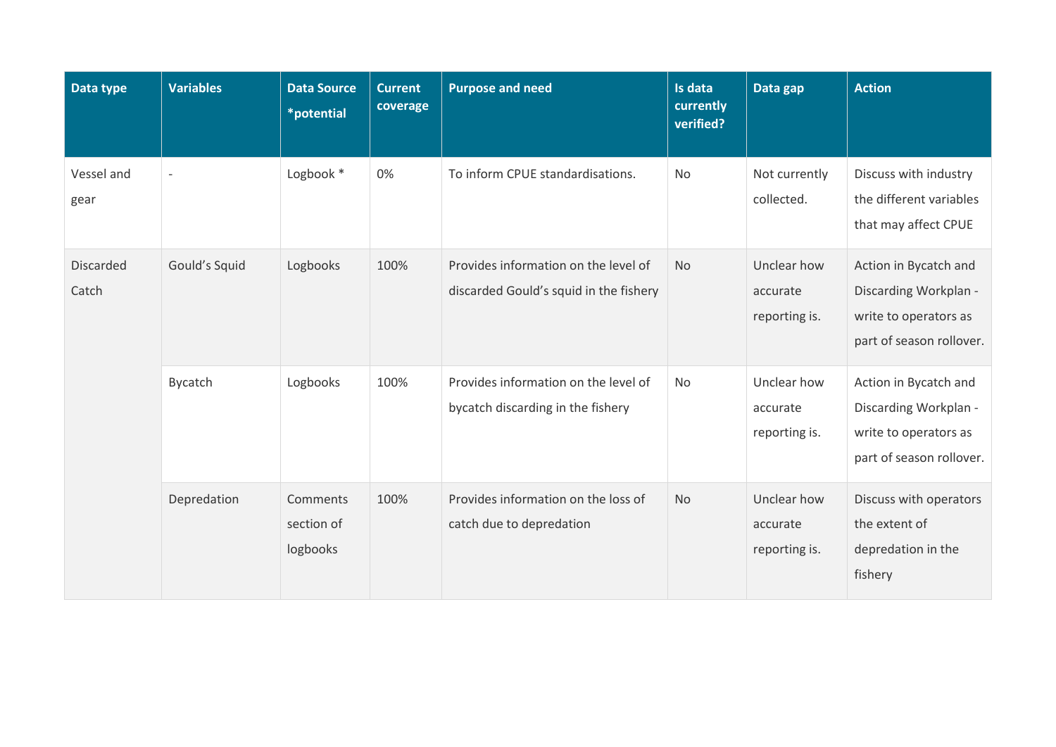| Data type | Variables | Data Source *potential | Current coverage | Purpose and need | Is data currently verified? | Data gap | Action |
|---|---|---|---|---|---|---|---|
| Vessel and gear | - | Logbook * | 0% | To inform CPUE standardisations. | No | Not currently collected. | Discuss with industry the different variables that may affect CPUE |
| Discarded Catch | Gould's Squid | Logbooks | 100% | Provides information on the level of discarded Gould's squid in the fishery | No | Unclear how accurate reporting is. | Action in Bycatch and Discarding Workplan - write to operators as part of season rollover. |
| | Bycatch | Logbooks | 100% | Provides information on the level of bycatch discarding in the fishery | No | Unclear how accurate reporting is. | Action in Bycatch and Discarding Workplan - write to operators as part of season rollover. |
| | Depredation | Comments section of logbooks | 100% | Provides information on the loss of catch due to depredation | No | Unclear how accurate reporting is. | Discuss with operators the extent of depredation in the fishery |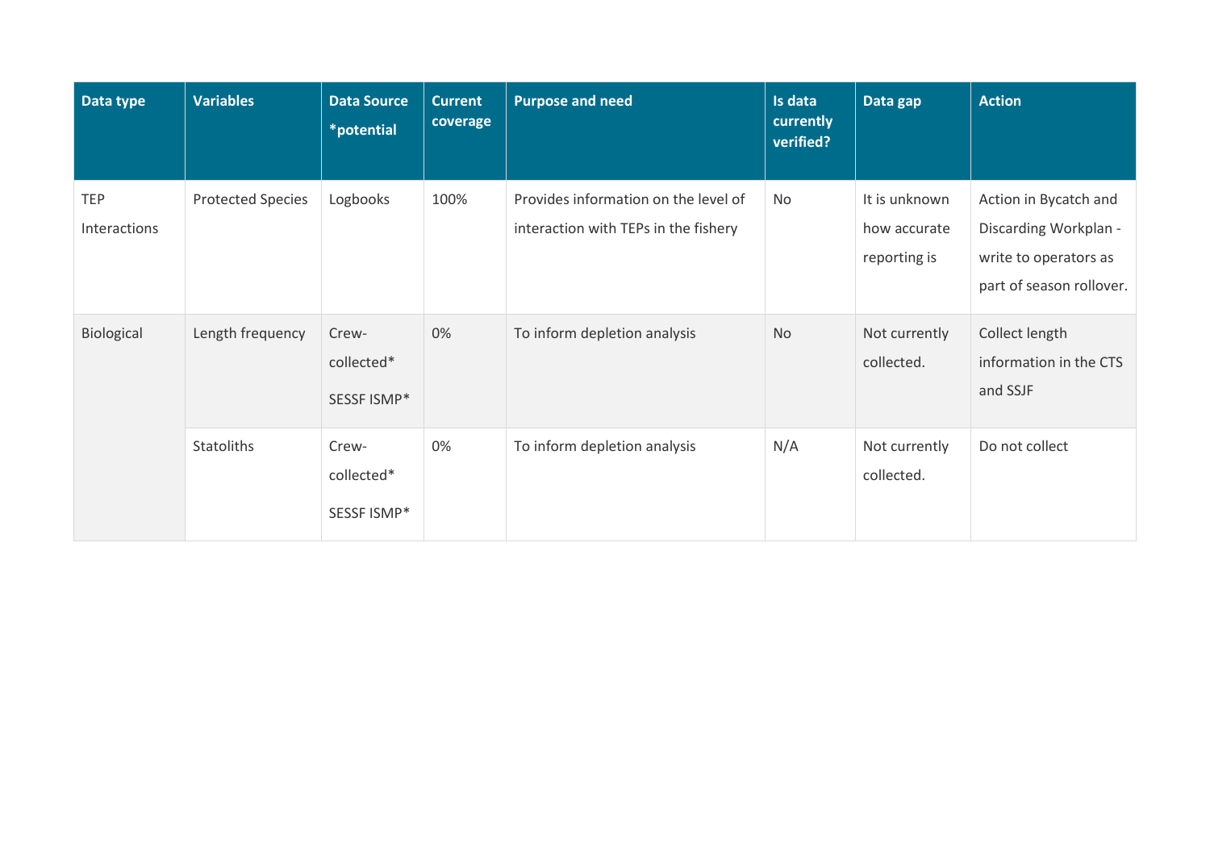| Data type | Variables | Data Source *potential | Current coverage | Purpose and need | Is data currently verified? | Data gap | Action |
|---|---|---|---|---|---|---|---|
| TEP Interactions | Protected Species | Logbooks | 100% | Provides information on the level of interaction with TEPs in the fishery | No | It is unknown how accurate reporting is | Action in Bycatch and Discarding Workplan - write to operators as part of season rollover. |
| Biological | Length frequency | Crew-collected* SESSF ISMP* | 0% | To inform depletion analysis | No | Not currently collected. | Collect length information in the CTS and SSJF |
| | Statoliths | Crew-collected* SESSF ISMP* | 0% | To inform depletion analysis | N/A | Not currently collected. | Do not collect |